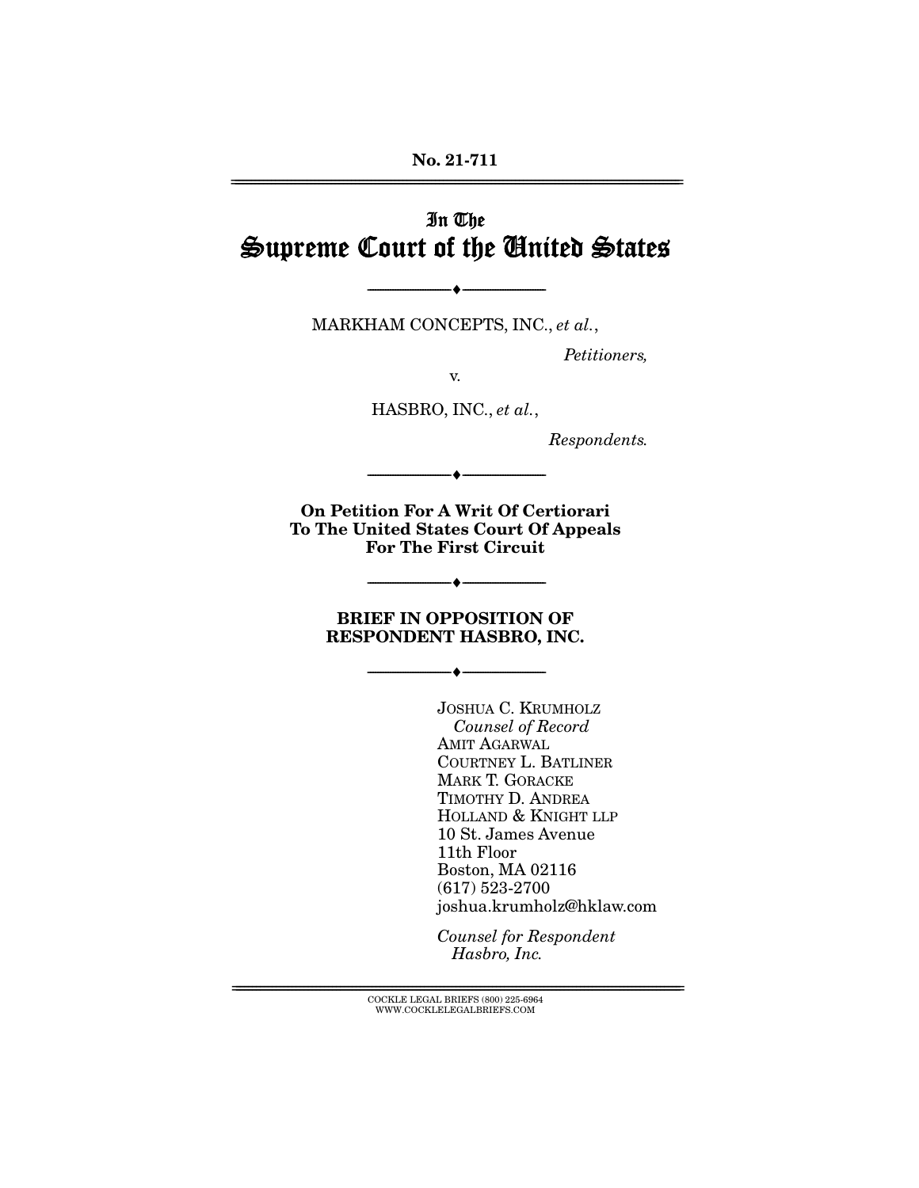No. 21-711

# In The Supreme Court of the United States

---

MARKHAM CONCEPTS, INC., *et al.*,

*Petitioners,*

v.

HASBRO, INC., *et al.*,

*Respondents.*

---

**On Petition For A Writ Of Certiorari To The United States Court Of Appeals For The First Circuit**

---

**BRIEF IN OPPOSITION OF RESPONDENT HASBRO, INC.**

---

JOSHUA C. KRUMHOLZ
*Counsel of Record*
AMIT AGARWAL
COURTNEY L. BATLINER
MARK T. GORACKE
TIMOTHY D. ANDREA
HOLLAND & KNIGHT LLP
10 St. James Avenue
11th Floor
Boston, MA 02116
(617) 523-2700
joshua.krumholz@hklaw.com

*Counsel for Respondent Hasbro, Inc.*

COCKLE LEGAL BRIEFS (800) 225-6964
WWW.COCKLELEGALBRIEFS.COM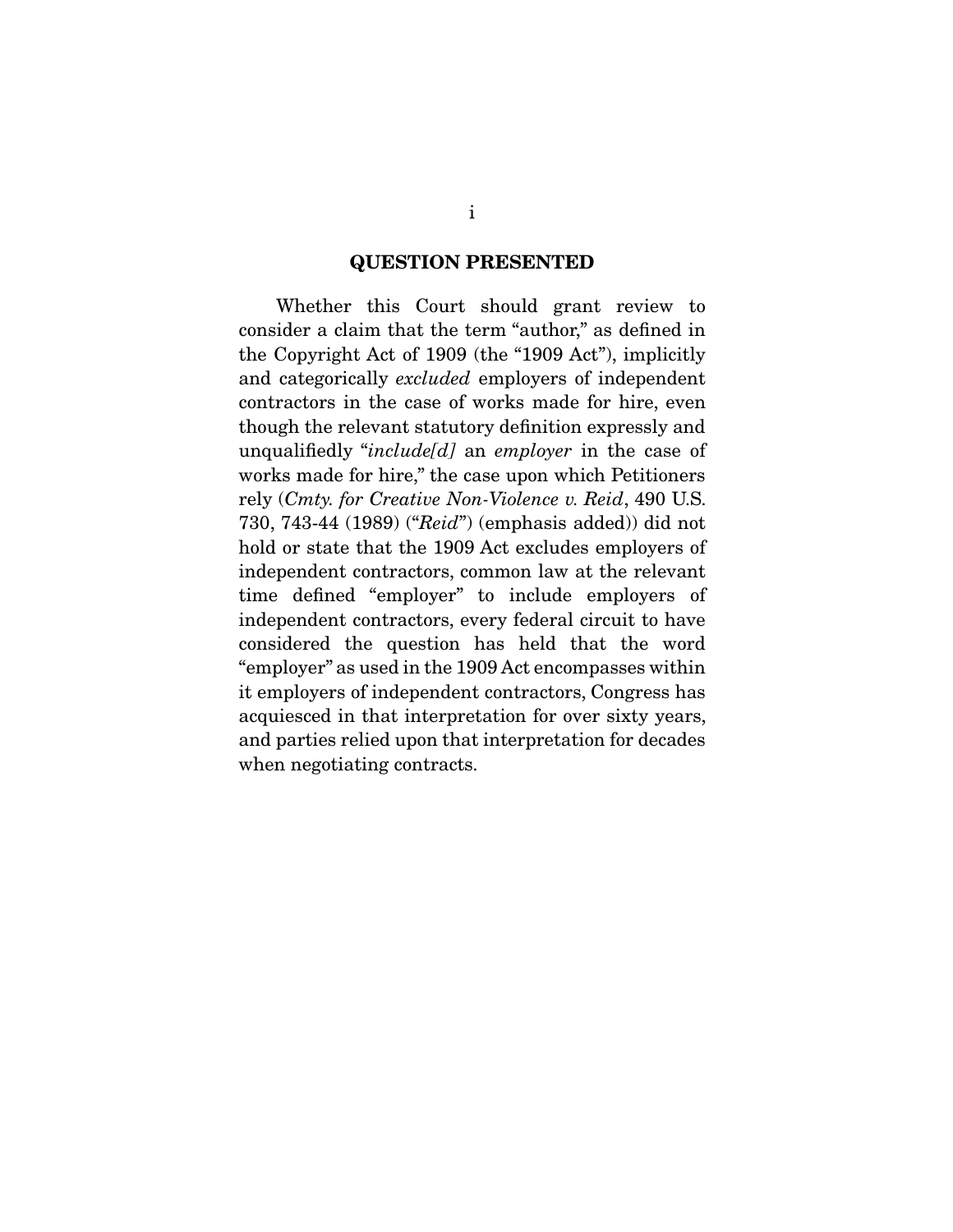## QUESTION PRESENTED

Whether this Court should grant review to consider a claim that the term "author," as defined in the Copyright Act of 1909 (the "1909 Act"), implicitly and categorically *excluded* employers of independent contractors in the case of works made for hire, even though the relevant statutory definition expressly and unqualifiedly "*include[d]* an *employer* in the case of works made for hire," the case upon which Petitioners rely (*Cmty. for Creative Non-Violence v. Reid*, 490 U.S. 730, 743-44 (1989) ("*Reid*") (emphasis added)) did not hold or state that the 1909 Act excludes employers of independent contractors, common law at the relevant time defined "employer" to include employers of independent contractors, every federal circuit to have considered the question has held that the word "employer" as used in the 1909 Act encompasses within it employers of independent contractors, Congress has acquiesced in that interpretation for over sixty years, and parties relied upon that interpretation for decades when negotiating contracts.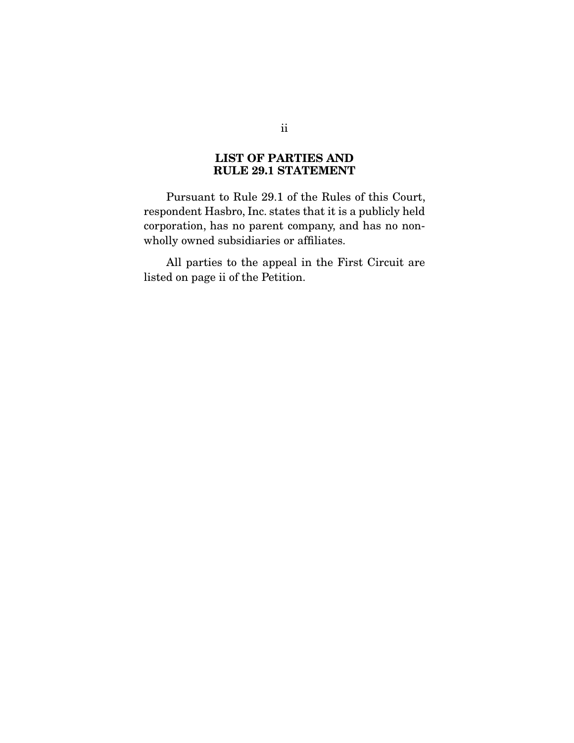## LIST OF PARTIES AND RULE 29.1 STATEMENT

Pursuant to Rule 29.1 of the Rules of this Court, respondent Hasbro, Inc. states that it is a publicly held corporation, has no parent company, and has no non-wholly owned subsidiaries or affiliates.

All parties to the appeal in the First Circuit are listed on page ii of the Petition.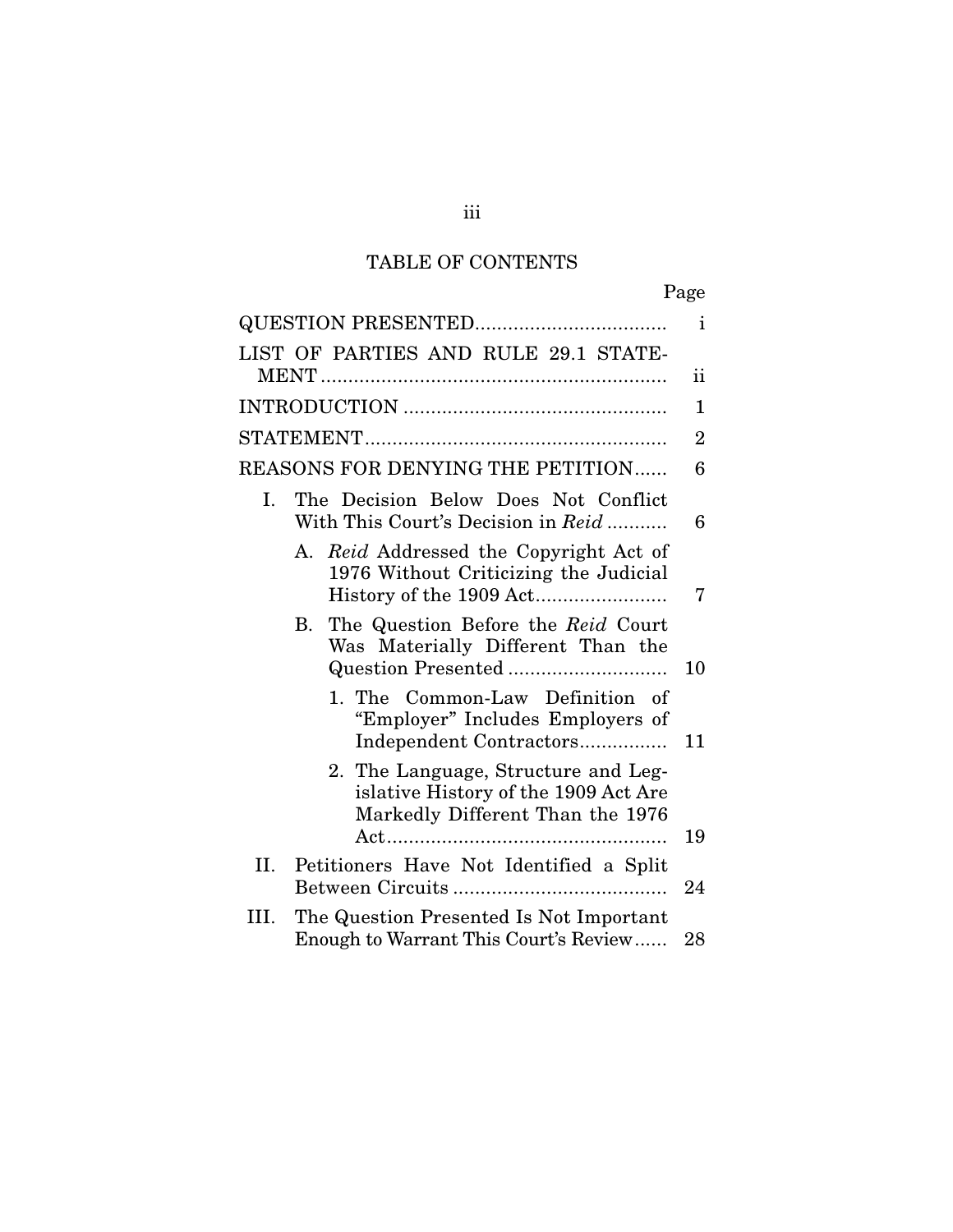## TABLE OF CONTENTS

| | Page |
|---|---|
| QUESTION PRESENTED | i |
| LIST OF PARTIES AND RULE 29.1 STATEMENT | ii |
| INTRODUCTION | 1 |
| STATEMENT | 2 |
| REASONS FOR DENYING THE PETITION | 6 |
| I. The Decision Below Does Not Conflict With This Court's Decision in *Reid* | 6 |
| A. *Reid* Addressed the Copyright Act of 1976 Without Criticizing the Judicial History of the 1909 Act | 7 |
| B. The Question Before the *Reid* Court Was Materially Different Than the Question Presented | 10 |
| 1. The Common-Law Definition of "Employer" Includes Employers of Independent Contractors | 11 |
| 2. The Language, Structure and Legislative History of the 1909 Act Are Markedly Different Than the 1976 Act | 19 |
| II. Petitioners Have Not Identified a Split Between Circuits | 24 |
| III. The Question Presented Is Not Important Enough to Warrant This Court's Review | 28 |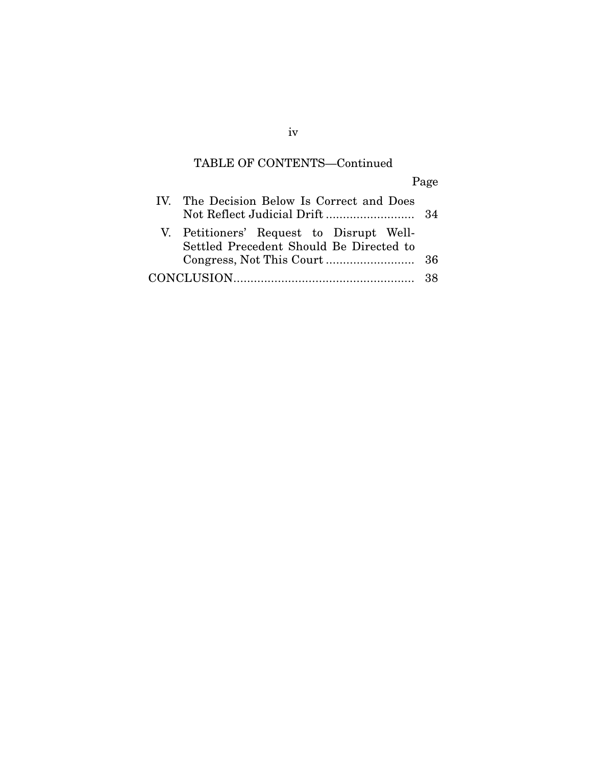## TABLE OF CONTENTS—Continued

| | Page |
|---|---|
| IV. The Decision Below Is Correct and Does Not Reflect Judicial Drift | 34 |
| V. Petitioners' Request to Disrupt Well-Settled Precedent Should Be Directed to Congress, Not This Court | 36 |
| CONCLUSION | 38 |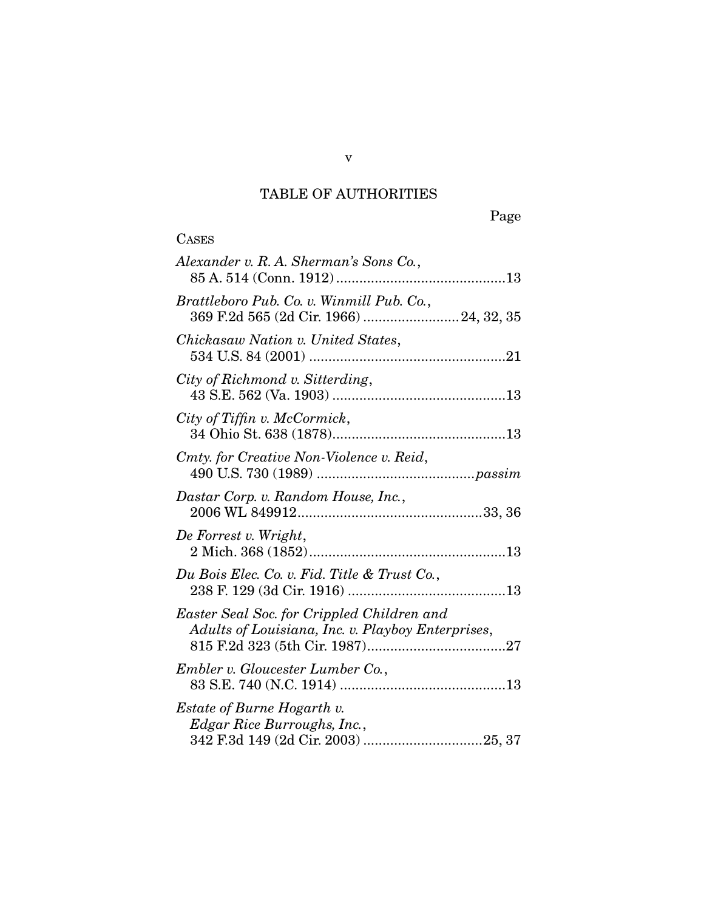# TABLE OF AUTHORITIES

Page

CASES

*Alexander v. R. A. Sherman's Sons Co.*,
85 A. 514 (Conn. 1912) ............................................13

*Brattleboro Pub. Co. v. Winmill Pub. Co.*,
369 F.2d 565 (2d Cir. 1966) .........................24, 32, 35

*Chickasaw Nation v. United States*,
534 U.S. 84 (2001) ...................................................21

*City of Richmond v. Sitterding*,
43 S.E. 562 (Va. 1903) .............................................13

*City of Tiffin v. McCormick*,
34 Ohio St. 638 (1878).............................................13

*Cmty. for Creative Non-Violence v. Reid*,
490 U.S. 730 (1989) .........................................*passim*

*Dastar Corp. v. Random House, Inc.*,
2006 WL 849912................................................33, 36

*De Forrest v. Wright*,
2 Mich. 368 (1852)...................................................13

*Du Bois Elec. Co. v. Fid. Title & Trust Co.*,
238 F. 129 (3d Cir. 1916) .........................................13

*Easter Seal Soc. for Crippled Children and Adults of Louisiana, Inc. v. Playboy Enterprises*,
815 F.2d 323 (5th Cir. 1987)....................................27

*Embler v. Gloucester Lumber Co.*,
83 S.E. 740 (N.C. 1914) ...........................................13

*Estate of Burne Hogarth v. Edgar Rice Burroughs, Inc.*,
342 F.3d 149 (2d Cir. 2003) ...............................25, 37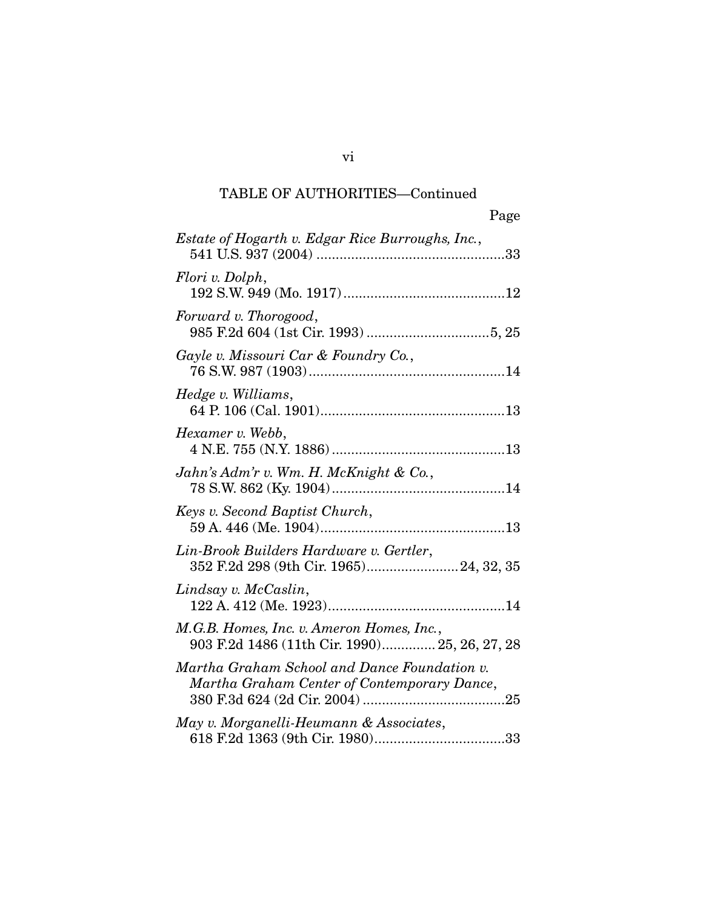TABLE OF AUTHORITIES—Continued

Page

*Estate of Hogarth v. Edgar Rice Burroughs, Inc.*, 541 U.S. 937 (2004) ................................................33

*Flori v. Dolph*, 192 S.W. 949 (Mo. 1917)..........................................12

*Forward v. Thorogood*, 985 F.2d 604 (1st Cir. 1993) ................................5, 25

*Gayle v. Missouri Car & Foundry Co.*, 76 S.W. 987 (1903)..................................................14

*Hedge v. Williams*, 64 P. 106 (Cal. 1901)................................................13

*Hexamer v. Webb*, 4 N.E. 755 (N.Y. 1886).............................................13

*Jahn's Adm'r v. Wm. H. McKnight & Co.*, 78 S.W. 862 (Ky. 1904).............................................14

*Keys v. Second Baptist Church*, 59 A. 446 (Me. 1904)................................................13

*Lin-Brook Builders Hardware v. Gertler*, 352 F.2d 298 (9th Cir. 1965)........................24, 32, 35

*Lindsay v. McCaslin*, 122 A. 412 (Me. 1923)..............................................14

*M.G.B. Homes, Inc. v. Ameron Homes, Inc.*, 903 F.2d 1486 (11th Cir. 1990)............. 25, 26, 27, 28

*Martha Graham School and Dance Foundation v. Martha Graham Center of Contemporary Dance*, 380 F.3d 624 (2d Cir. 2004) .....................................25

*May v. Morganelli-Heumann & Associates*, 618 F.2d 1363 (9th Cir. 1980)..................................33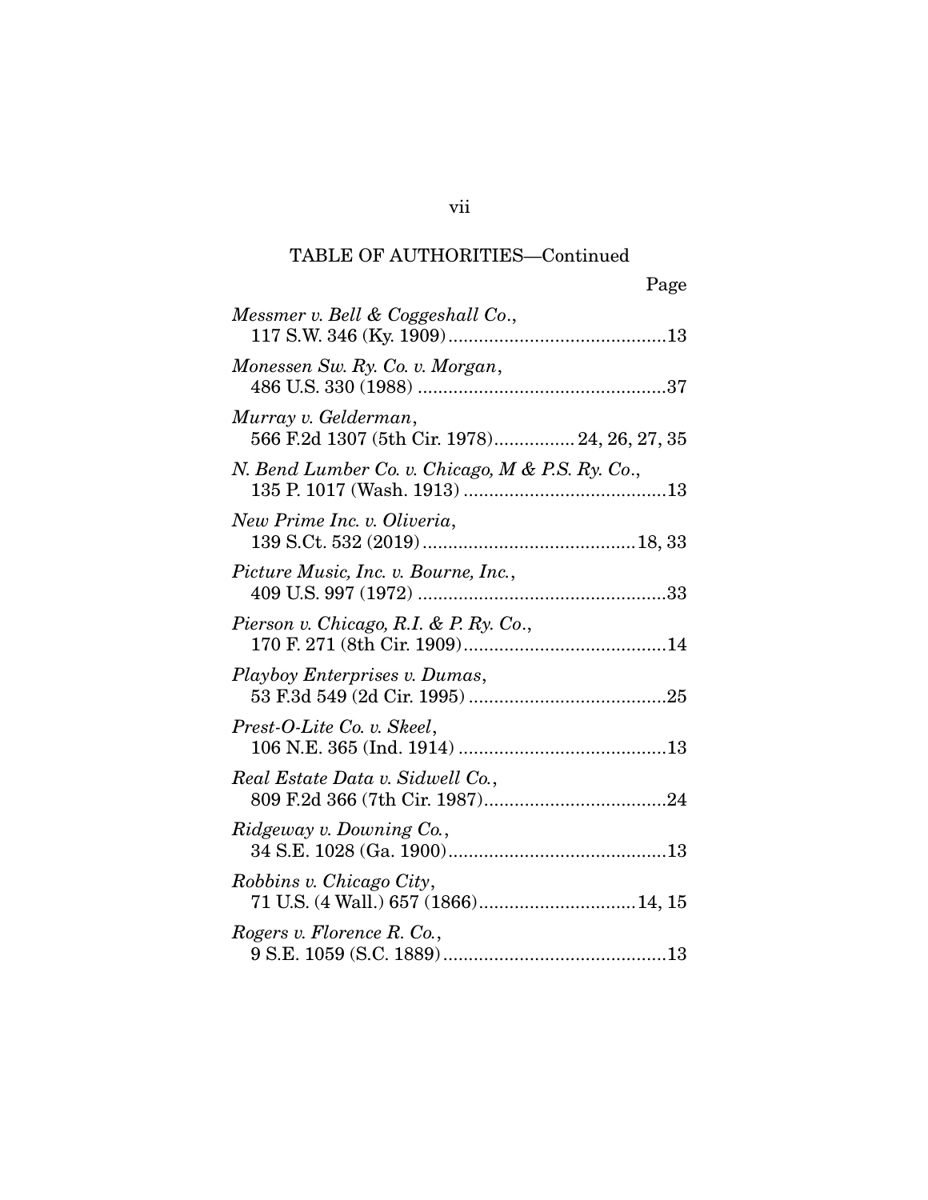TABLE OF AUTHORITIES—Continued

| | Page |
|---|---|
| *Messmer v. Bell & Coggeshall Co.*, 117 S.W. 346 (Ky. 1909) | 13 |
| *Monessen Sw. Ry. Co. v. Morgan*, 486 U.S. 330 (1988) | 37 |
| *Murray v. Gelderman*, 566 F.2d 1307 (5th Cir. 1978) | 24, 26, 27, 35 |
| *N. Bend Lumber Co. v. Chicago, M & P.S. Ry. Co.*, 135 P. 1017 (Wash. 1913) | 13 |
| *New Prime Inc. v. Oliveria*, 139 S.Ct. 532 (2019) | 18, 33 |
| *Picture Music, Inc. v. Bourne, Inc.*, 409 U.S. 997 (1972) | 33 |
| *Pierson v. Chicago, R.I. & P. Ry. Co.*, 170 F. 271 (8th Cir. 1909) | 14 |
| *Playboy Enterprises v. Dumas*, 53 F.3d 549 (2d Cir. 1995) | 25 |
| *Prest-O-Lite Co. v. Skeel*, 106 N.E. 365 (Ind. 1914) | 13 |
| *Real Estate Data v. Sidwell Co.*, 809 F.2d 366 (7th Cir. 1987) | 24 |
| *Ridgeway v. Downing Co.*, 34 S.E. 1028 (Ga. 1900) | 13 |
| *Robbins v. Chicago City*, 71 U.S. (4 Wall.) 657 (1866) | 14, 15 |
| *Rogers v. Florence R. Co.*, 9 S.E. 1059 (S.C. 1889) | 13 |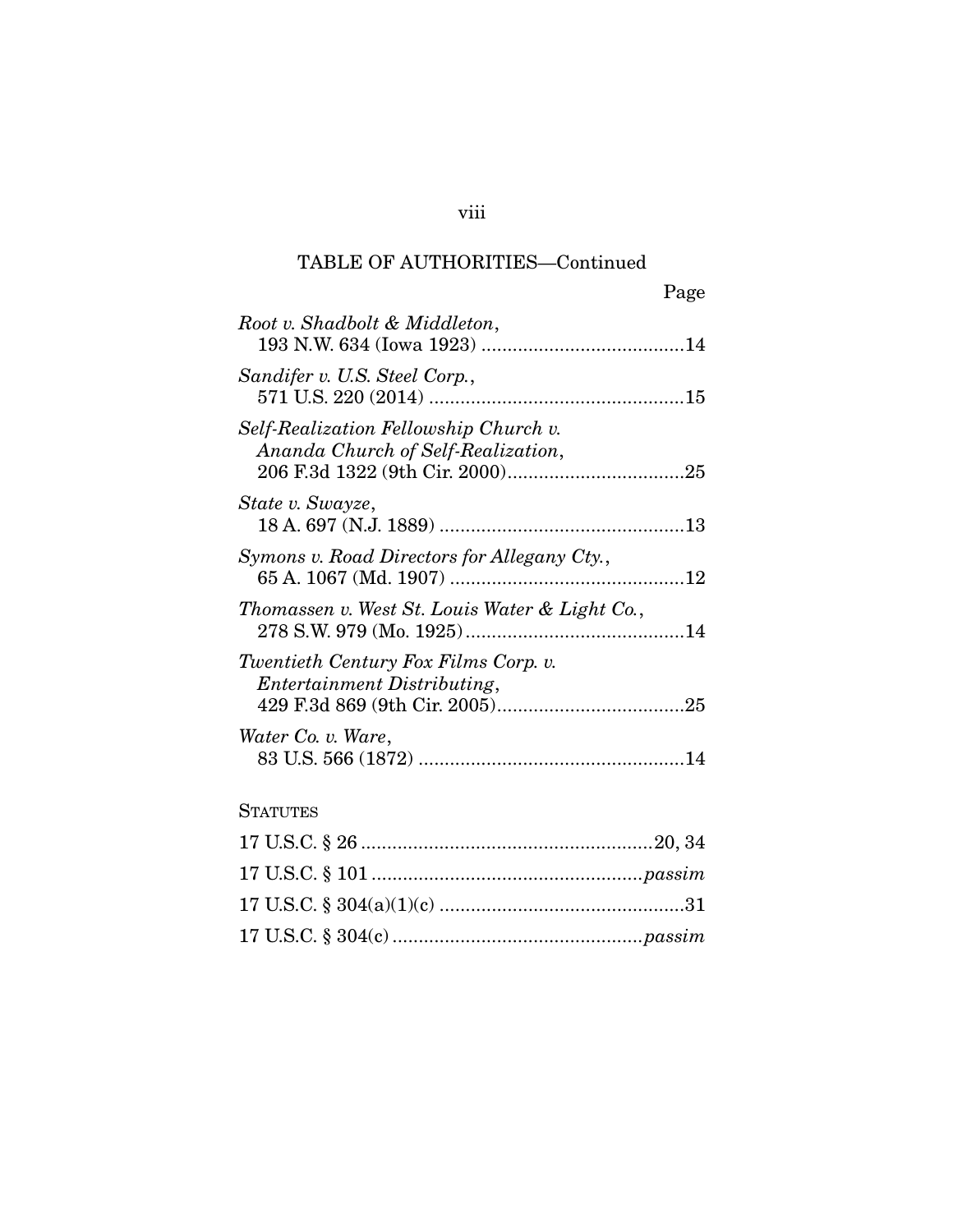TABLE OF AUTHORITIES—Continued

Page

*Root v. Shadbolt & Middleton*, 193 N.W. 634 (Iowa 1923) .......................................14

*Sandifer v. U.S. Steel Corp.*, 571 U.S. 220 (2014) .................................................15

*Self-Realization Fellowship Church v. Ananda Church of Self-Realization*, 206 F.3d 1322 (9th Cir. 2000)..................................25

*State v. Swayze*, 18 A. 697 (N.J. 1889) ...............................................13

*Symons v. Road Directors for Allegany Cty.*, 65 A. 1067 (Md. 1907) .............................................12

*Thomassen v. West St. Louis Water & Light Co.*, 278 S.W. 979 (Mo. 1925)..........................................14

*Twentieth Century Fox Films Corp. v. Entertainment Distributing*, 429 F.3d 869 (9th Cir. 2005)....................................25

*Water Co. v. Ware*, 83 U.S. 566 (1872) ...................................................14

STATUTES

17 U.S.C. § 26 ........................................................20, 34

17 U.S.C. § 101 ...................................................*passim*

17 U.S.C. § 304(a)(1)(c) ..............................................31

17 U.S.C. § 304(c) ................................................*passim*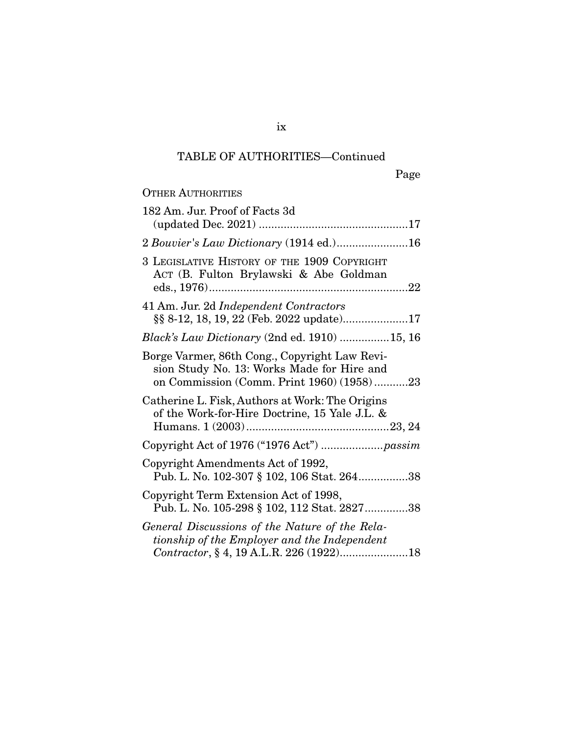TABLE OF AUTHORITIES—Continued

Page

OTHER AUTHORITIES

182 Am. Jur. Proof of Facts 3d (updated Dec. 2021) ....................................................17

2 *Bouvier's Law Dictionary* (1914 ed.).......................16

3 LEGISLATIVE HISTORY OF THE 1909 COPYRIGHT ACT (B. Fulton Brylawski & Abe Goldman eds., 1976)................................................................22

41 Am. Jur. 2d *Independent Contractors* §§ 8-12, 18, 19, 22 (Feb. 2022 update).....................17

*Black's Law Dictionary* (2nd ed. 1910) ................15, 16

Borge Varmer, 86th Cong., Copyright Law Revision Study No. 13: Works Made for Hire and on Commission (Comm. Print 1960) (1958)...........23

Catherine L. Fisk, Authors at Work: The Origins of the Work-for-Hire Doctrine, 15 Yale J.L. & Humans. 1 (2003)..............................................23, 24

Copyright Act of 1976 ("1976 Act") ....................*passim*

Copyright Amendments Act of 1992, Pub. L. No. 102-307 § 102, 106 Stat. 264................38

Copyright Term Extension Act of 1998, Pub. L. No. 105-298 § 102, 112 Stat. 2827..............38

*General Discussions of the Nature of the Relationship of the Employer and the Independent Contractor*, § 4, 19 A.L.R. 226 (1922)......................18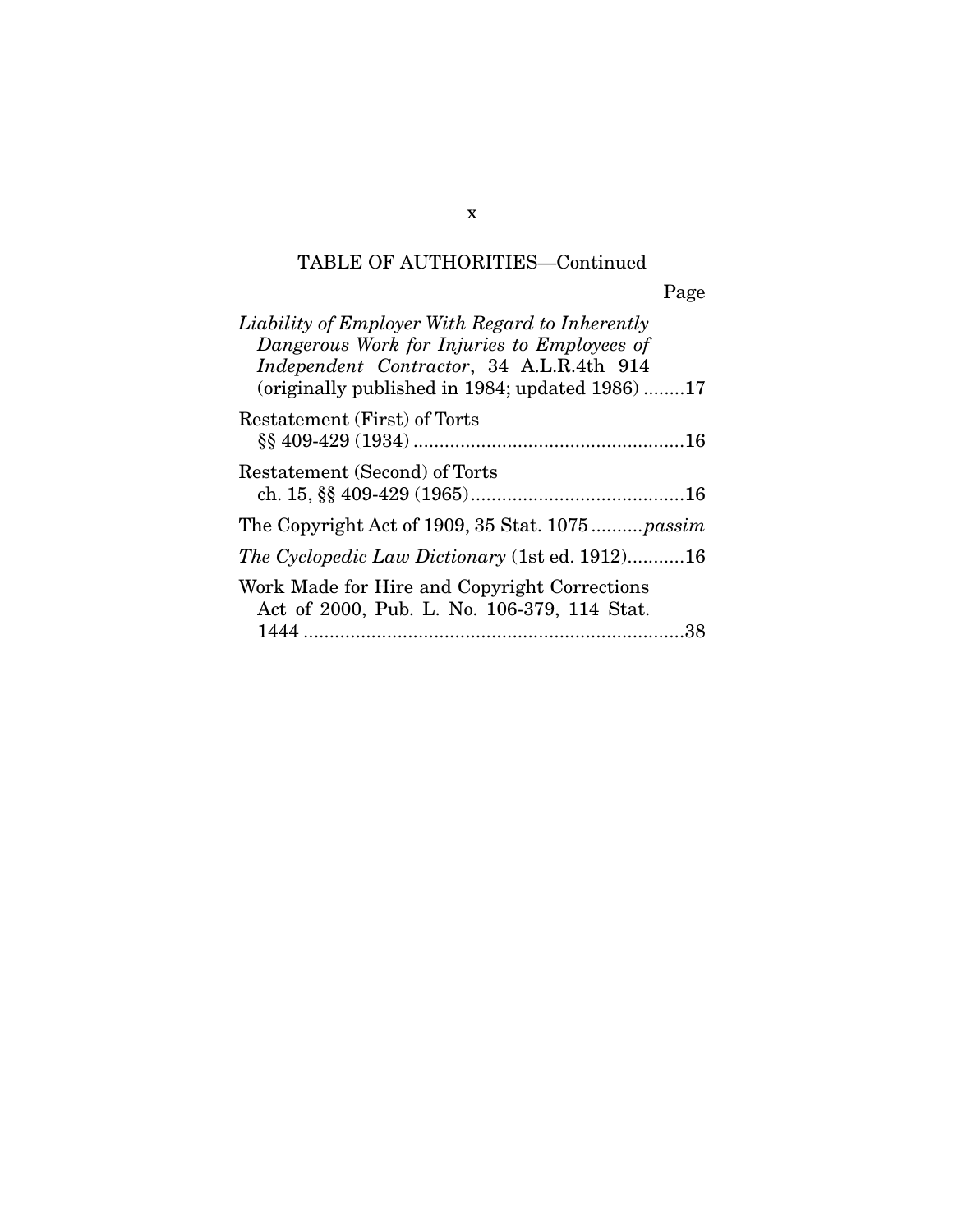TABLE OF AUTHORITIES—Continued

Page

*Liability of Employer With Regard to Inherently Dangerous Work for Injuries to Employees of Independent Contractor*, 34 A.L.R.4th 914 (originally published in 1984; updated 1986) ........17

Restatement (First) of Torts §§ 409-429 (1934) ....................................................16

Restatement (Second) of Torts ch. 15, §§ 409-429 (1965).........................................16

The Copyright Act of 1909, 35 Stat. 1075 ..........*passim*

*The Cyclopedic Law Dictionary* (1st ed. 1912)...........16

Work Made for Hire and Copyright Corrections Act of 2000, Pub. L. No. 106-379, 114 Stat. 1444 .........................................................................38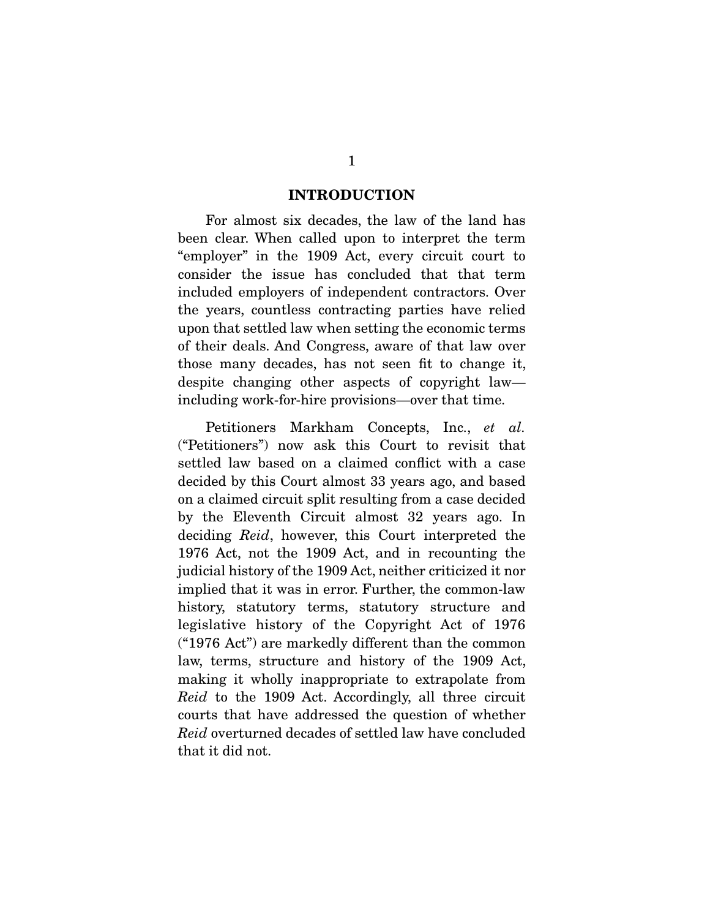## INTRODUCTION

For almost six decades, the law of the land has been clear. When called upon to interpret the term "employer" in the 1909 Act, every circuit court to consider the issue has concluded that that term included employers of independent contractors. Over the years, countless contracting parties have relied upon that settled law when setting the economic terms of their deals. And Congress, aware of that law over those many decades, has not seen fit to change it, despite changing other aspects of copyright law—including work-for-hire provisions—over that time.

Petitioners Markham Concepts, Inc., *et al.* ("Petitioners") now ask this Court to revisit that settled law based on a claimed conflict with a case decided by this Court almost 33 years ago, and based on a claimed circuit split resulting from a case decided by the Eleventh Circuit almost 32 years ago. In deciding *Reid*, however, this Court interpreted the 1976 Act, not the 1909 Act, and in recounting the judicial history of the 1909 Act, neither criticized it nor implied that it was in error. Further, the common-law history, statutory terms, statutory structure and legislative history of the Copyright Act of 1976 ("1976 Act") are markedly different than the common law, terms, structure and history of the 1909 Act, making it wholly inappropriate to extrapolate from *Reid* to the 1909 Act. Accordingly, all three circuit courts that have addressed the question of whether *Reid* overturned decades of settled law have concluded that it did not.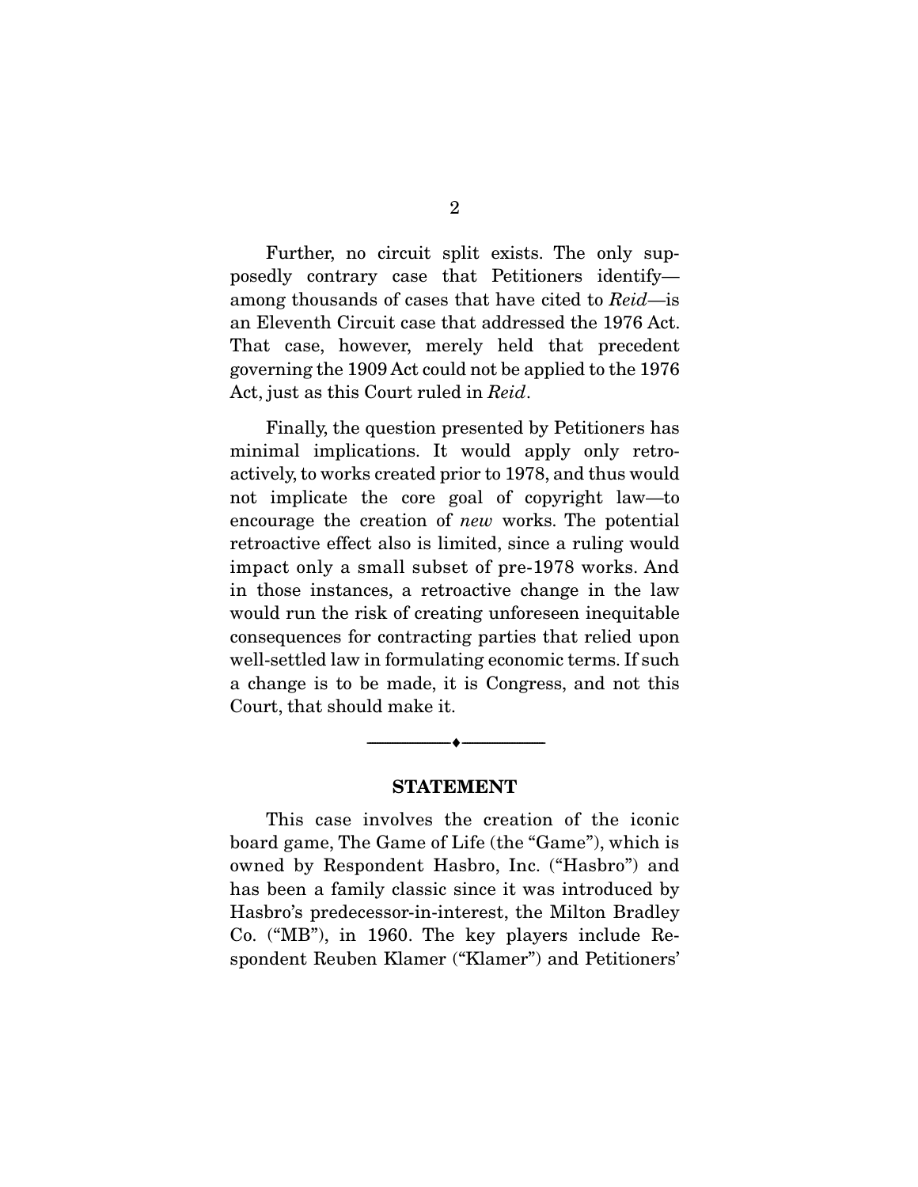Further, no circuit split exists. The only supposedly contrary case that Petitioners identify—among thousands of cases that have cited to *Reid*—is an Eleventh Circuit case that addressed the 1976 Act. That case, however, merely held that precedent governing the 1909 Act could not be applied to the 1976 Act, just as this Court ruled in *Reid*.

Finally, the question presented by Petitioners has minimal implications. It would apply only retroactively, to works created prior to 1978, and thus would not implicate the core goal of copyright law—to encourage the creation of *new* works. The potential retroactive effect also is limited, since a ruling would impact only a small subset of pre-1978 works. And in those instances, a retroactive change in the law would run the risk of creating unforeseen inequitable consequences for contracting parties that relied upon well-settled law in formulating economic terms. If such a change is to be made, it is Congress, and not this Court, that should make it.

---

## STATEMENT

This case involves the creation of the iconic board game, The Game of Life (the "Game"), which is owned by Respondent Hasbro, Inc. ("Hasbro") and has been a family classic since it was introduced by Hasbro's predecessor-in-interest, the Milton Bradley Co. ("MB"), in 1960. The key players include Respondent Reuben Klamer ("Klamer") and Petitioners'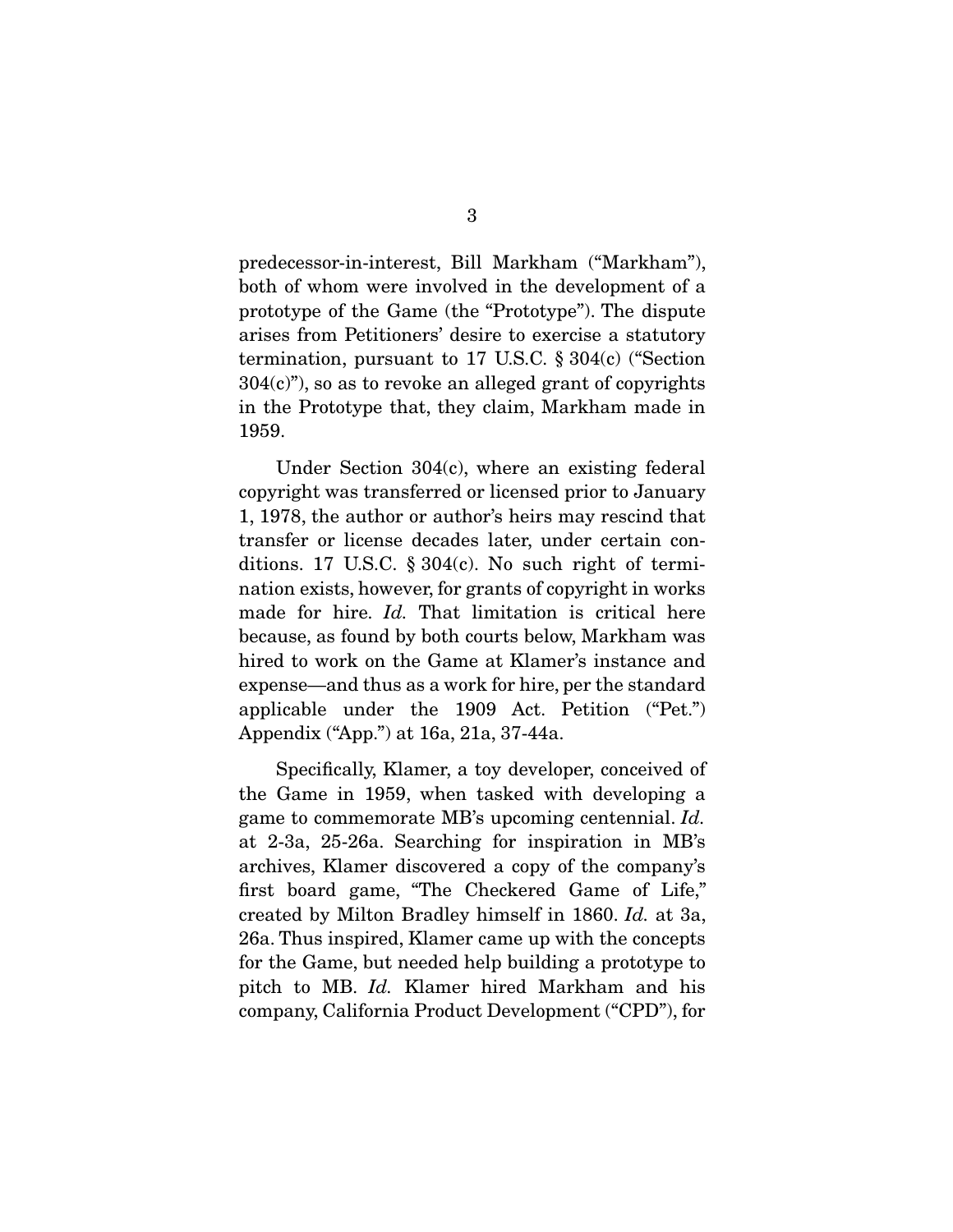predecessor-in-interest, Bill Markham ("Markham"), both of whom were involved in the development of a prototype of the Game (the "Prototype"). The dispute arises from Petitioners' desire to exercise a statutory termination, pursuant to 17 U.S.C. § 304(c) ("Section 304(c)"), so as to revoke an alleged grant of copyrights in the Prototype that, they claim, Markham made in 1959.

Under Section 304(c), where an existing federal copyright was transferred or licensed prior to January 1, 1978, the author or author's heirs may rescind that transfer or license decades later, under certain conditions. 17 U.S.C. § 304(c). No such right of termination exists, however, for grants of copyright in works made for hire. *Id.* That limitation is critical here because, as found by both courts below, Markham was hired to work on the Game at Klamer's instance and expense—and thus as a work for hire, per the standard applicable under the 1909 Act. Petition ("Pet.") Appendix ("App.") at 16a, 21a, 37-44a.

Specifically, Klamer, a toy developer, conceived of the Game in 1959, when tasked with developing a game to commemorate MB's upcoming centennial. *Id.* at 2-3a, 25-26a. Searching for inspiration in MB's archives, Klamer discovered a copy of the company's first board game, "The Checkered Game of Life," created by Milton Bradley himself in 1860. *Id.* at 3a, 26a. Thus inspired, Klamer came up with the concepts for the Game, but needed help building a prototype to pitch to MB. *Id.* Klamer hired Markham and his company, California Product Development ("CPD"), for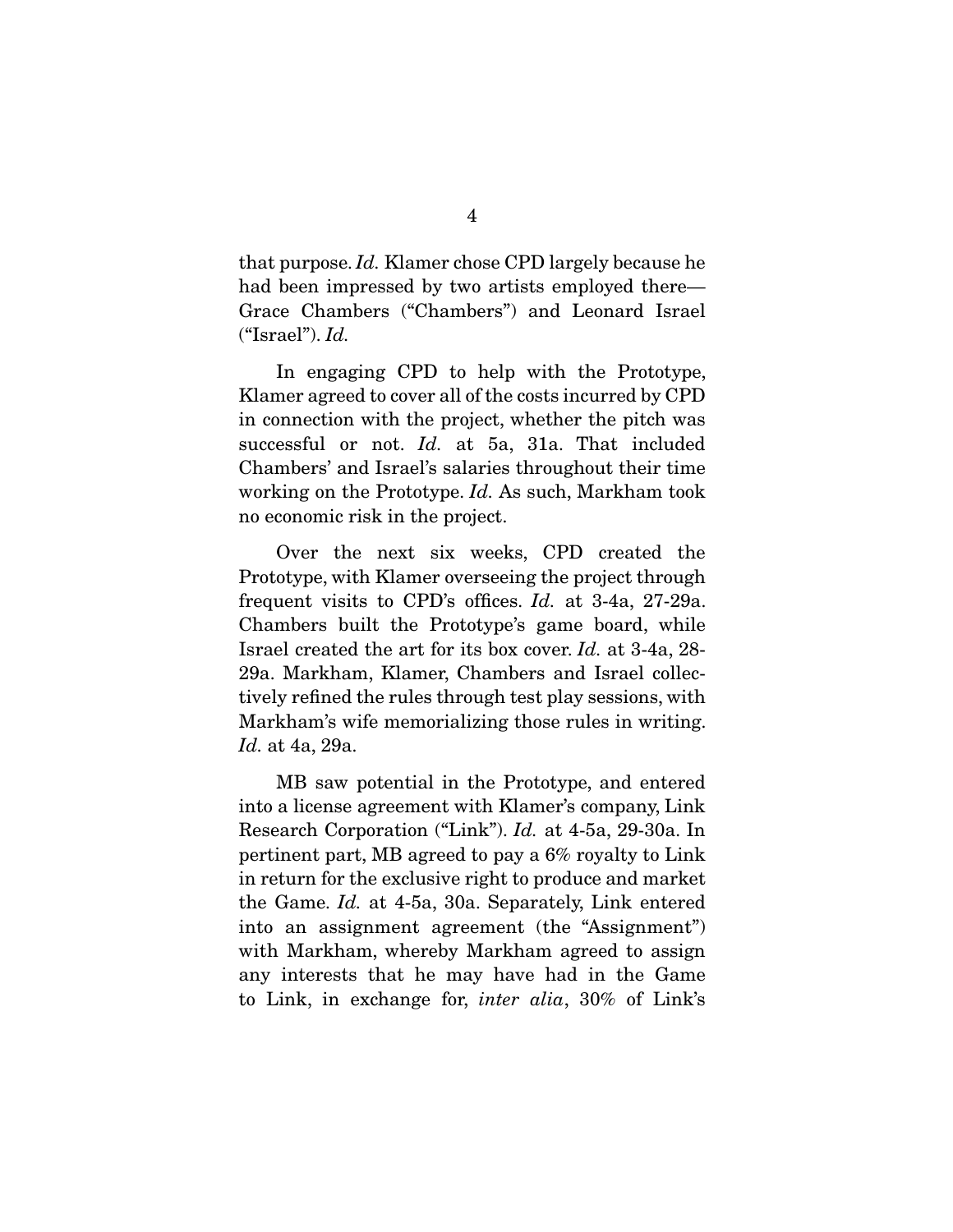that purpose. *Id.* Klamer chose CPD largely because he had been impressed by two artists employed there—Grace Chambers ("Chambers") and Leonard Israel ("Israel"). *Id.*

In engaging CPD to help with the Prototype, Klamer agreed to cover all of the costs incurred by CPD in connection with the project, whether the pitch was successful or not. *Id.* at 5a, 31a. That included Chambers' and Israel's salaries throughout their time working on the Prototype. *Id.* As such, Markham took no economic risk in the project.

Over the next six weeks, CPD created the Prototype, with Klamer overseeing the project through frequent visits to CPD's offices. *Id.* at 3-4a, 27-29a. Chambers built the Prototype's game board, while Israel created the art for its box cover. *Id.* at 3-4a, 28-29a. Markham, Klamer, Chambers and Israel collectively refined the rules through test play sessions, with Markham's wife memorializing those rules in writing. *Id.* at 4a, 29a.

MB saw potential in the Prototype, and entered into a license agreement with Klamer's company, Link Research Corporation ("Link"). *Id.* at 4-5a, 29-30a. In pertinent part, MB agreed to pay a 6% royalty to Link in return for the exclusive right to produce and market the Game. *Id.* at 4-5a, 30a. Separately, Link entered into an assignment agreement (the "Assignment") with Markham, whereby Markham agreed to assign any interests that he may have had in the Game to Link, in exchange for, *inter alia*, 30% of Link's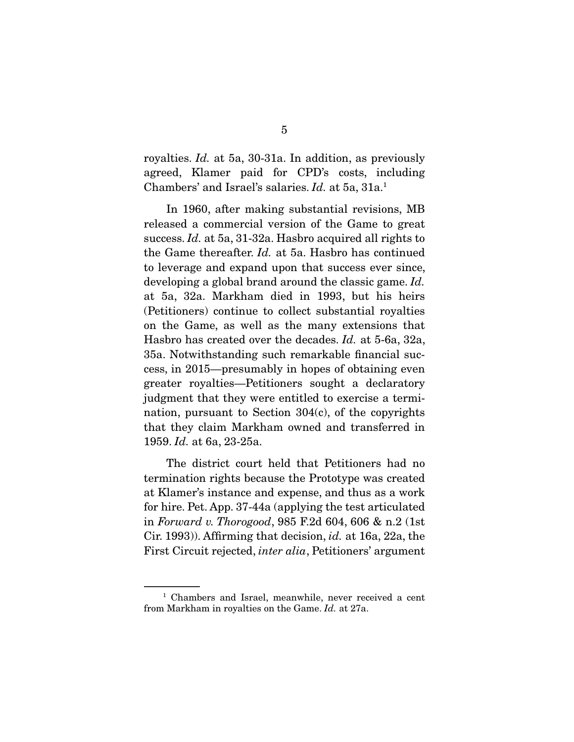royalties. *Id.* at 5a, 30-31a. In addition, as previously agreed, Klamer paid for CPD's costs, including Chambers' and Israel's salaries. *Id.* at 5a, 31a.[1]

In 1960, after making substantial revisions, MB released a commercial version of the Game to great success. *Id.* at 5a, 31-32a. Hasbro acquired all rights to the Game thereafter. *Id.* at 5a. Hasbro has continued to leverage and expand upon that success ever since, developing a global brand around the classic game. *Id.* at 5a, 32a. Markham died in 1993, but his heirs (Petitioners) continue to collect substantial royalties on the Game, as well as the many extensions that Hasbro has created over the decades. *Id.* at 5-6a, 32a, 35a. Notwithstanding such remarkable financial success, in 2015—presumably in hopes of obtaining even greater royalties—Petitioners sought a declaratory judgment that they were entitled to exercise a termination, pursuant to Section 304(c), of the copyrights that they claim Markham owned and transferred in 1959. *Id.* at 6a, 23-25a.

The district court held that Petitioners had no termination rights because the Prototype was created at Klamer's instance and expense, and thus as a work for hire. Pet. App. 37-44a (applying the test articulated in *Forward v. Thorogood*, 985 F.2d 604, 606 & n.2 (1st Cir. 1993)). Affirming that decision, *id.* at 16a, 22a, the First Circuit rejected, *inter alia*, Petitioners' argument

[1] Chambers and Israel, meanwhile, never received a cent from Markham in royalties on the Game. *Id.* at 27a.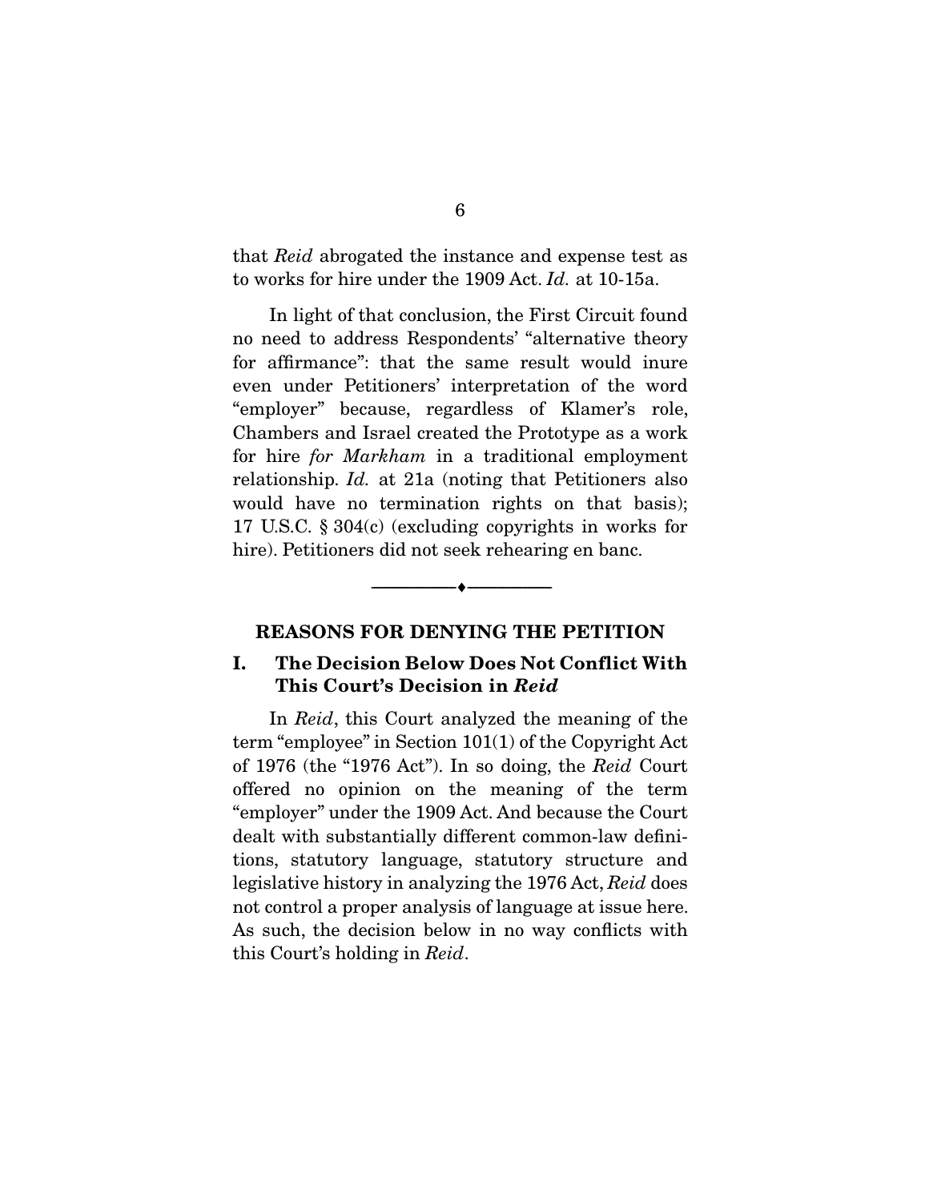that *Reid* abrogated the instance and expense test as to works for hire under the 1909 Act. *Id.* at 10-15a.

In light of that conclusion, the First Circuit found no need to address Respondents' "alternative theory for affirmance": that the same result would inure even under Petitioners' interpretation of the word "employer" because, regardless of Klamer's role, Chambers and Israel created the Prototype as a work for hire *for Markham* in a traditional employment relationship. *Id.* at 21a (noting that Petitioners also would have no termination rights on that basis); 17 U.S.C. § 304(c) (excluding copyrights in works for hire). Petitioners did not seek rehearing en banc.

---

## REASONS FOR DENYING THE PETITION

### I. The Decision Below Does Not Conflict With This Court's Decision in *Reid*

In *Reid*, this Court analyzed the meaning of the term "employee" in Section 101(1) of the Copyright Act of 1976 (the "1976 Act"). In so doing, the *Reid* Court offered no opinion on the meaning of the term "employer" under the 1909 Act. And because the Court dealt with substantially different common-law definitions, statutory language, statutory structure and legislative history in analyzing the 1976 Act, *Reid* does not control a proper analysis of language at issue here. As such, the decision below in no way conflicts with this Court's holding in *Reid*.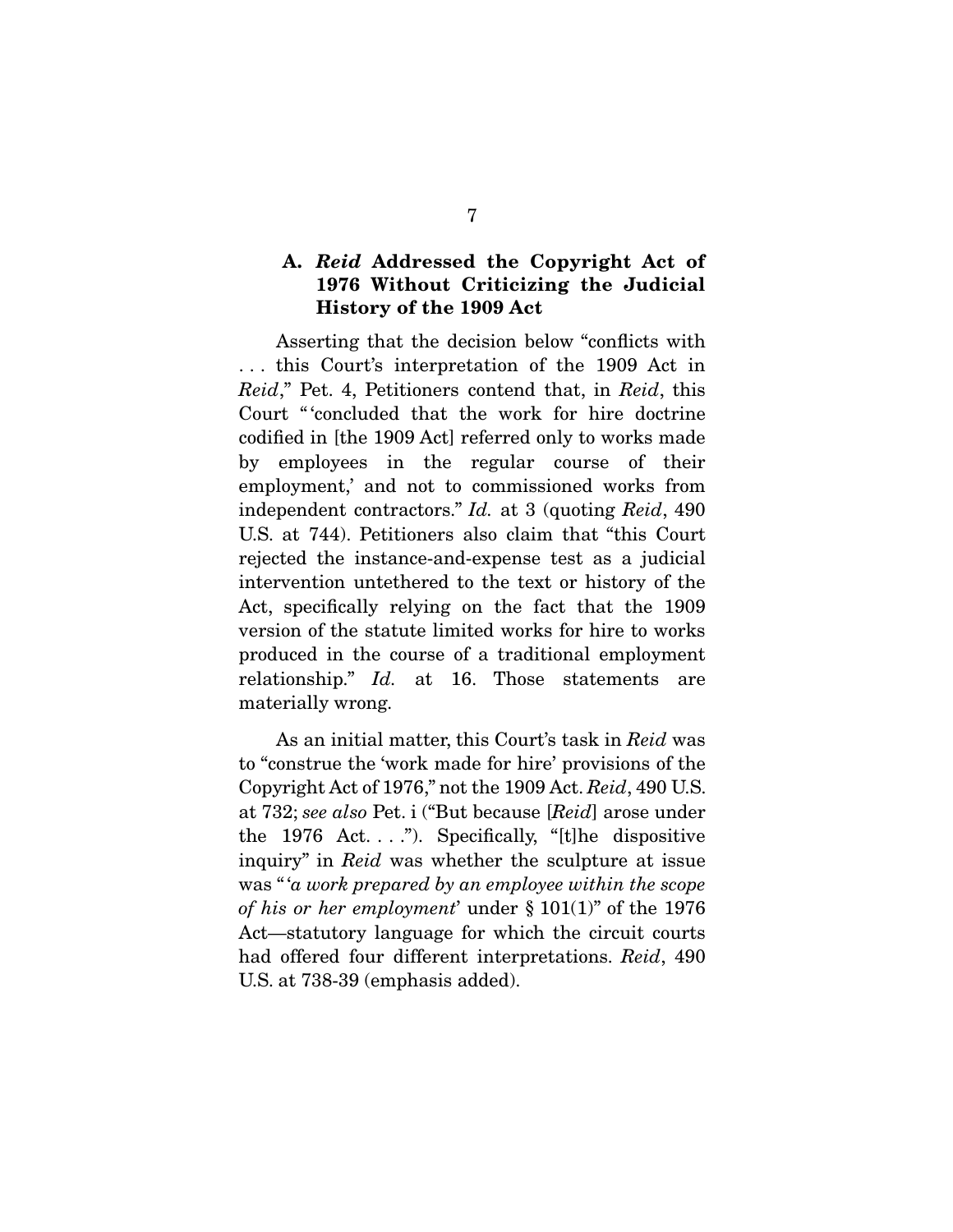### A. *Reid* Addressed the Copyright Act of 1976 Without Criticizing the Judicial History of the 1909 Act

Asserting that the decision below "conflicts with . . . this Court's interpretation of the 1909 Act in *Reid*," Pet. 4, Petitioners contend that, in *Reid*, this Court "'concluded that the work for hire doctrine codified in [the 1909 Act] referred only to works made by employees in the regular course of their employment,' and not to commissioned works from independent contractors." *Id.* at 3 (quoting *Reid*, 490 U.S. at 744). Petitioners also claim that "this Court rejected the instance-and-expense test as a judicial intervention untethered to the text or history of the Act, specifically relying on the fact that the 1909 version of the statute limited works for hire to works produced in the course of a traditional employment relationship." *Id.* at 16. Those statements are materially wrong.

As an initial matter, this Court's task in *Reid* was to "construe the 'work made for hire' provisions of the Copyright Act of 1976," not the 1909 Act. *Reid*, 490 U.S. at 732; *see also* Pet. i ("But because [*Reid*] arose under the 1976 Act. . . ."). Specifically, "[t]he dispositive inquiry" in *Reid* was whether the sculpture at issue was "'*a work prepared by an employee within the scope of his or her employment*' under § 101(1)" of the 1976 Act—statutory language for which the circuit courts had offered four different interpretations. *Reid*, 490 U.S. at 738-39 (emphasis added).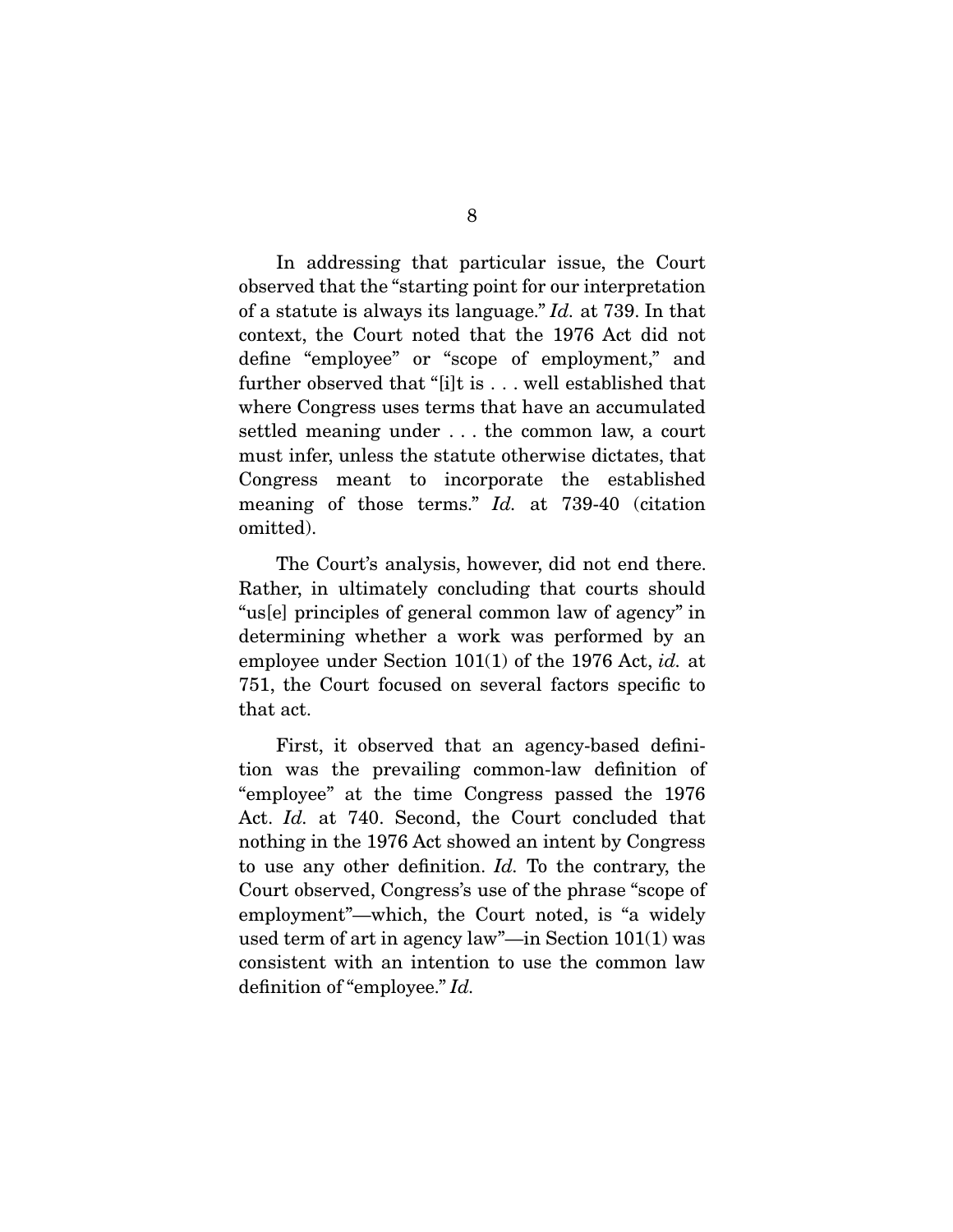In addressing that particular issue, the Court observed that the "starting point for our interpretation of a statute is always its language." *Id.* at 739. In that context, the Court noted that the 1976 Act did not define "employee" or "scope of employment," and further observed that "[i]t is . . . well established that where Congress uses terms that have an accumulated settled meaning under . . . the common law, a court must infer, unless the statute otherwise dictates, that Congress meant to incorporate the established meaning of those terms." *Id.* at 739-40 (citation omitted).

The Court's analysis, however, did not end there. Rather, in ultimately concluding that courts should "us[e] principles of general common law of agency" in determining whether a work was performed by an employee under Section 101(1) of the 1976 Act, *id.* at 751, the Court focused on several factors specific to that act.

First, it observed that an agency-based definition was the prevailing common-law definition of "employee" at the time Congress passed the 1976 Act. *Id.* at 740. Second, the Court concluded that nothing in the 1976 Act showed an intent by Congress to use any other definition. *Id.* To the contrary, the Court observed, Congress's use of the phrase "scope of employment"—which, the Court noted, is "a widely used term of art in agency law"—in Section 101(1) was consistent with an intention to use the common law definition of "employee." *Id.*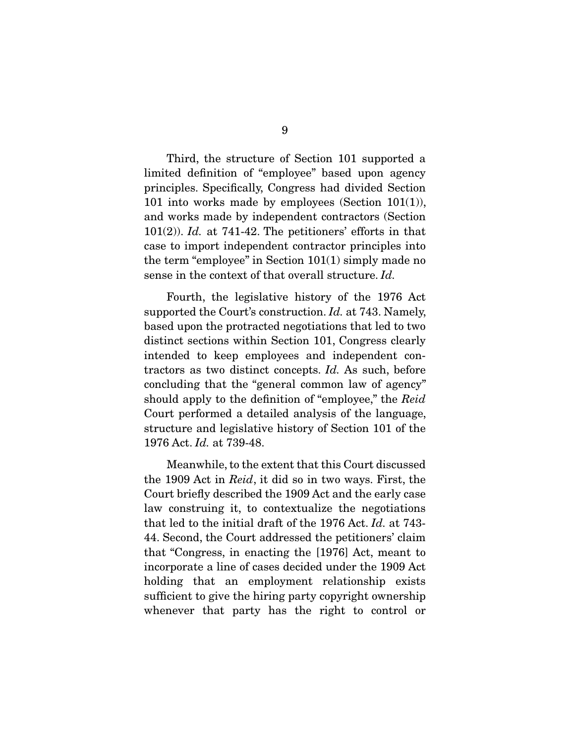Third, the structure of Section 101 supported a limited definition of "employee" based upon agency principles. Specifically, Congress had divided Section 101 into works made by employees (Section 101(1)), and works made by independent contractors (Section 101(2)). *Id.* at 741-42. The petitioners' efforts in that case to import independent contractor principles into the term "employee" in Section 101(1) simply made no sense in the context of that overall structure. *Id.*

Fourth, the legislative history of the 1976 Act supported the Court's construction. *Id.* at 743. Namely, based upon the protracted negotiations that led to two distinct sections within Section 101, Congress clearly intended to keep employees and independent contractors as two distinct concepts. *Id.* As such, before concluding that the "general common law of agency" should apply to the definition of "employee," the *Reid* Court performed a detailed analysis of the language, structure and legislative history of Section 101 of the 1976 Act. *Id.* at 739-48.

Meanwhile, to the extent that this Court discussed the 1909 Act in *Reid*, it did so in two ways. First, the Court briefly described the 1909 Act and the early case law construing it, to contextualize the negotiations that led to the initial draft of the 1976 Act. *Id.* at 743-44. Second, the Court addressed the petitioners' claim that "Congress, in enacting the [1976] Act, meant to incorporate a line of cases decided under the 1909 Act holding that an employment relationship exists sufficient to give the hiring party copyright ownership whenever that party has the right to control or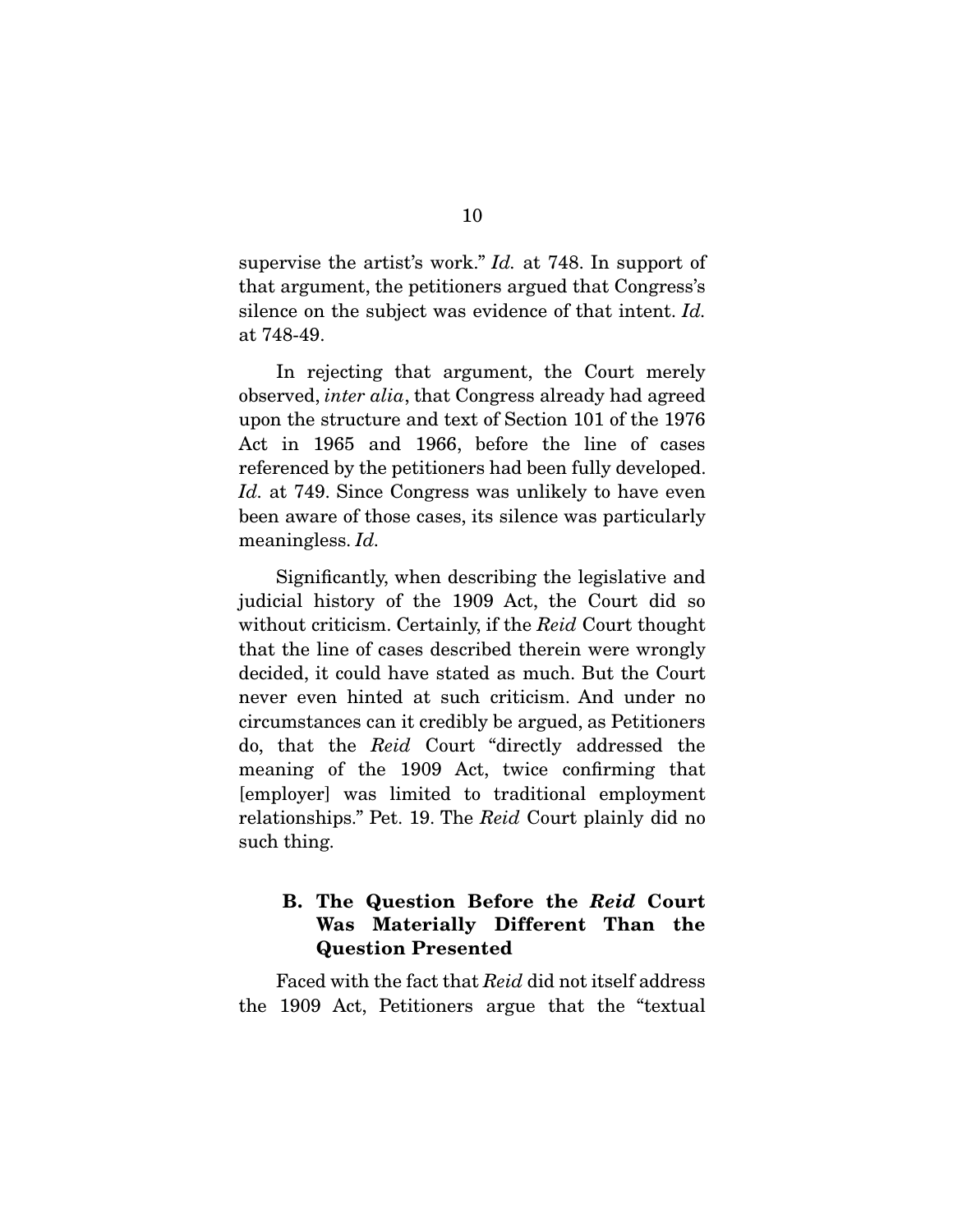supervise the artist's work." *Id.* at 748. In support of that argument, the petitioners argued that Congress's silence on the subject was evidence of that intent. *Id.* at 748-49.

In rejecting that argument, the Court merely observed, *inter alia*, that Congress already had agreed upon the structure and text of Section 101 of the 1976 Act in 1965 and 1966, before the line of cases referenced by the petitioners had been fully developed. *Id.* at 749. Since Congress was unlikely to have even been aware of those cases, its silence was particularly meaningless. *Id.*

Significantly, when describing the legislative and judicial history of the 1909 Act, the Court did so without criticism. Certainly, if the *Reid* Court thought that the line of cases described therein were wrongly decided, it could have stated as much. But the Court never even hinted at such criticism. And under no circumstances can it credibly be argued, as Petitioners do, that the *Reid* Court "directly addressed the meaning of the 1909 Act, twice confirming that [employer] was limited to traditional employment relationships." Pet. 19. The *Reid* Court plainly did no such thing.

### B. The Question Before the *Reid* Court Was Materially Different Than the Question Presented

Faced with the fact that *Reid* did not itself address the 1909 Act, Petitioners argue that the "textual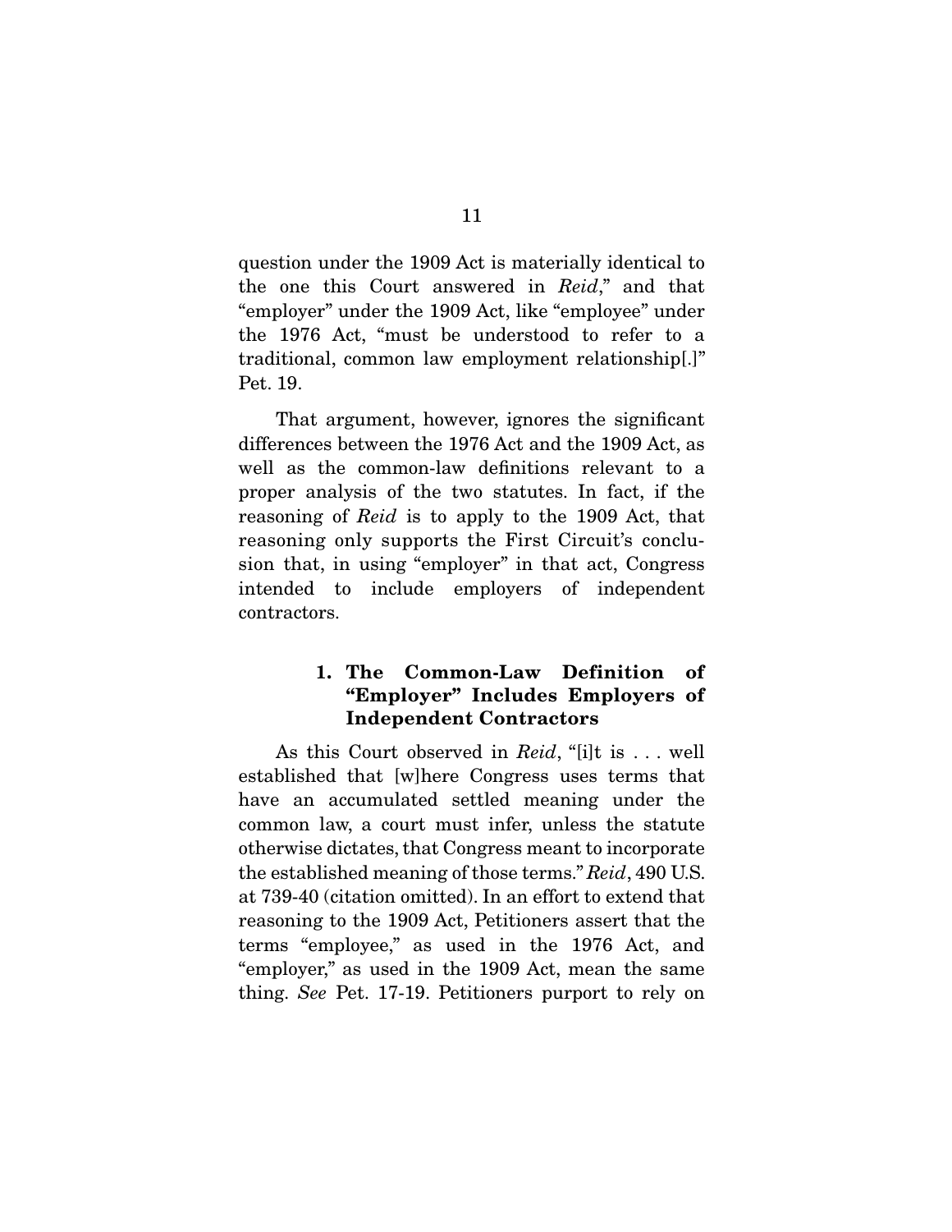question under the 1909 Act is materially identical to the one this Court answered in *Reid*," and that "employer" under the 1909 Act, like "employee" under the 1976 Act, "must be understood to refer to a traditional, common law employment relationship[.]" Pet. 19.

That argument, however, ignores the significant differences between the 1976 Act and the 1909 Act, as well as the common-law definitions relevant to a proper analysis of the two statutes. In fact, if the reasoning of *Reid* is to apply to the 1909 Act, that reasoning only supports the First Circuit's conclusion that, in using "employer" in that act, Congress intended to include employers of independent contractors.

### 1. The Common-Law Definition of "Employer" Includes Employers of Independent Contractors

As this Court observed in *Reid*, "[i]t is . . . well established that [w]here Congress uses terms that have an accumulated settled meaning under the common law, a court must infer, unless the statute otherwise dictates, that Congress meant to incorporate the established meaning of those terms." *Reid*, 490 U.S. at 739-40 (citation omitted). In an effort to extend that reasoning to the 1909 Act, Petitioners assert that the terms "employee," as used in the 1976 Act, and "employer," as used in the 1909 Act, mean the same thing. *See* Pet. 17-19. Petitioners purport to rely on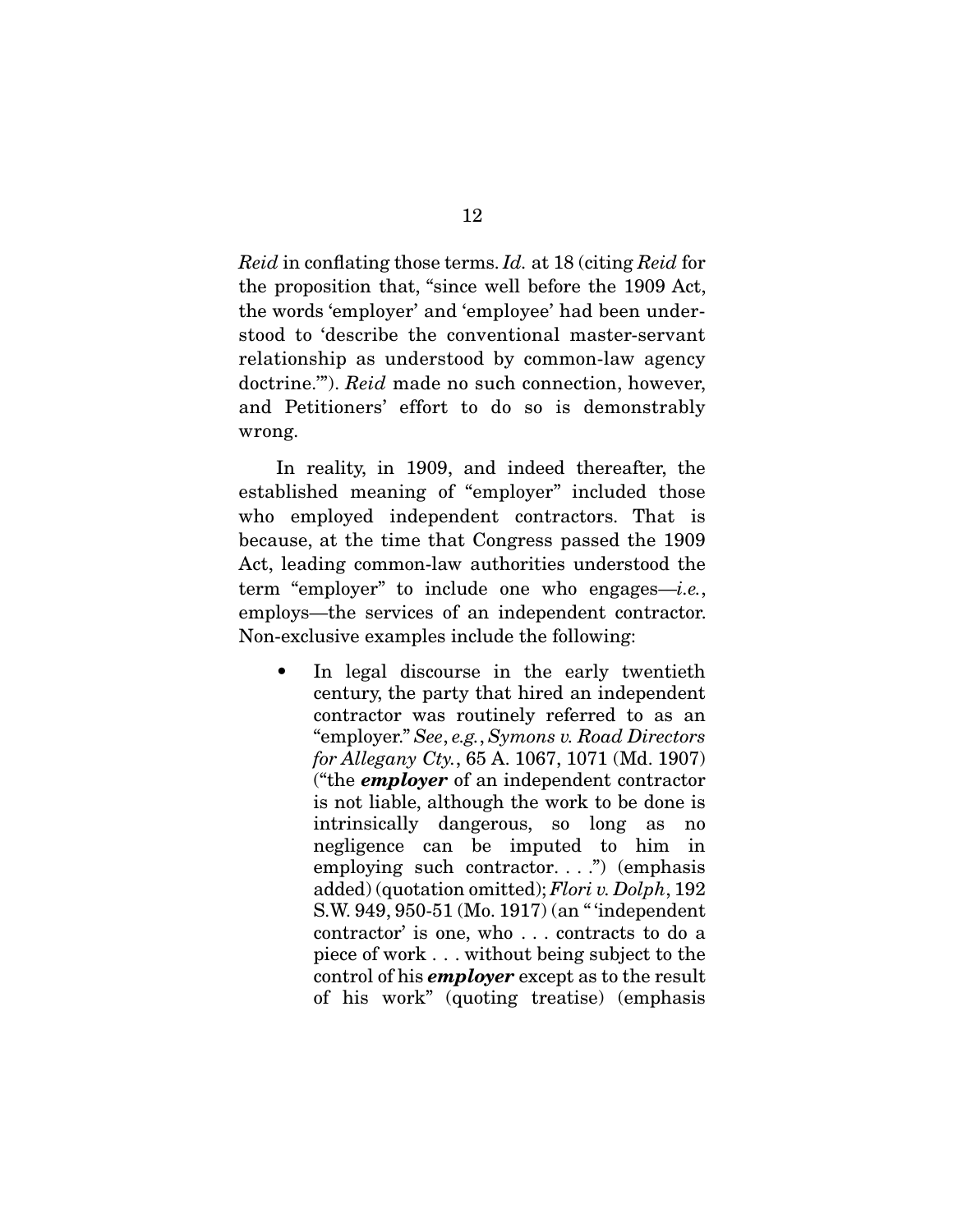*Reid* in conflating those terms. *Id.* at 18 (citing *Reid* for the proposition that, "since well before the 1909 Act, the words 'employer' and 'employee' had been understood to 'describe the conventional master-servant relationship as understood by common-law agency doctrine.'"). *Reid* made no such connection, however, and Petitioners' effort to do so is demonstrably wrong.

In reality, in 1909, and indeed thereafter, the established meaning of "employer" included those who employed independent contractors. That is because, at the time that Congress passed the 1909 Act, leading common-law authorities understood the term "employer" to include one who engages—*i.e.*, employs—the services of an independent contractor. Non-exclusive examples include the following:

- In legal discourse in the early twentieth century, the party that hired an independent contractor was routinely referred to as an "employer." *See*, *e.g.*, *Symons v. Road Directors for Allegany Cty.*, 65 A. 1067, 1071 (Md. 1907) ("the ***employer*** of an independent contractor is not liable, although the work to be done is intrinsically dangerous, so long as no negligence can be imputed to him in employing such contractor. . . .") (emphasis added) (quotation omitted); *Flori v. Dolph*, 192 S.W. 949, 950-51 (Mo. 1917) (an "'independent contractor' is one, who . . . contracts to do a piece of work . . . without being subject to the control of his ***employer*** except as to the result of his work" (quoting treatise) (emphasis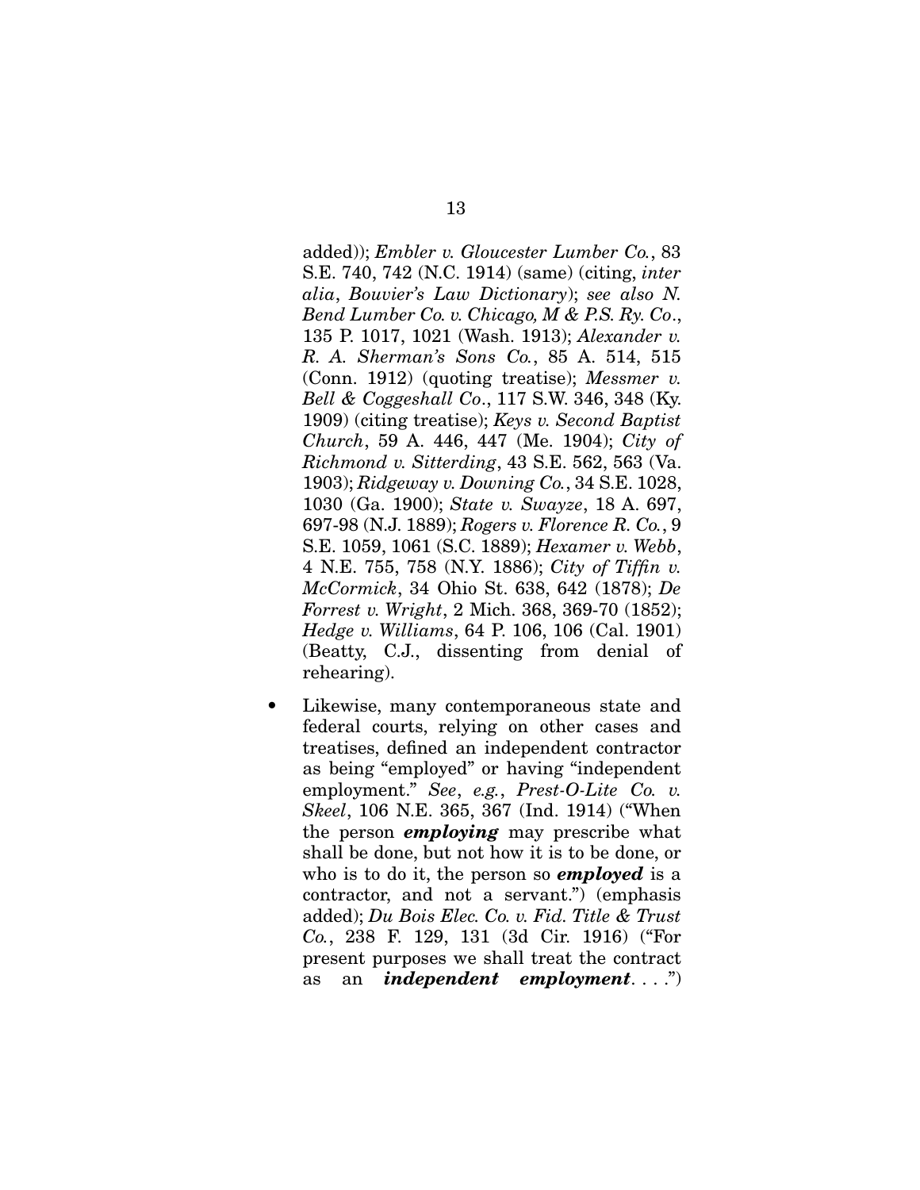added)); *Embler v. Gloucester Lumber Co.*, 83 S.E. 740, 742 (N.C. 1914) (same) (citing, *inter alia*, *Bouvier's Law Dictionary*); *see also N. Bend Lumber Co. v. Chicago, M & P.S. Ry. Co*., 135 P. 1017, 1021 (Wash. 1913); *Alexander v. R. A. Sherman's Sons Co.*, 85 A. 514, 515 (Conn. 1912) (quoting treatise); *Messmer v. Bell & Coggeshall Co*., 117 S.W. 346, 348 (Ky. 1909) (citing treatise); *Keys v. Second Baptist Church*, 59 A. 446, 447 (Me. 1904); *City of Richmond v. Sitterding*, 43 S.E. 562, 563 (Va. 1903); *Ridgeway v. Downing Co.*, 34 S.E. 1028, 1030 (Ga. 1900); *State v. Swayze*, 18 A. 697, 697-98 (N.J. 1889); *Rogers v. Florence R. Co.*, 9 S.E. 1059, 1061 (S.C. 1889); *Hexamer v. Webb*, 4 N.E. 755, 758 (N.Y. 1886); *City of Tiffin v. McCormick*, 34 Ohio St. 638, 642 (1878); *De Forrest v. Wright*, 2 Mich. 368, 369-70 (1852); *Hedge v. Williams*, 64 P. 106, 106 (Cal. 1901) (Beatty, C.J., dissenting from denial of rehearing).

- Likewise, many contemporaneous state and federal courts, relying on other cases and treatises, defined an independent contractor as being "employed" or having "independent employment." *See*, *e.g.*, *Prest-O-Lite Co. v. Skeel*, 106 N.E. 365, 367 (Ind. 1914) ("When the person ***employing*** may prescribe what shall be done, but not how it is to be done, or who is to do it, the person so ***employed*** is a contractor, and not a servant.") (emphasis added); *Du Bois Elec. Co. v. Fid. Title & Trust Co.*, 238 F. 129, 131 (3d Cir. 1916) ("For present purposes we shall treat the contract as an ***independent employment***. . . .")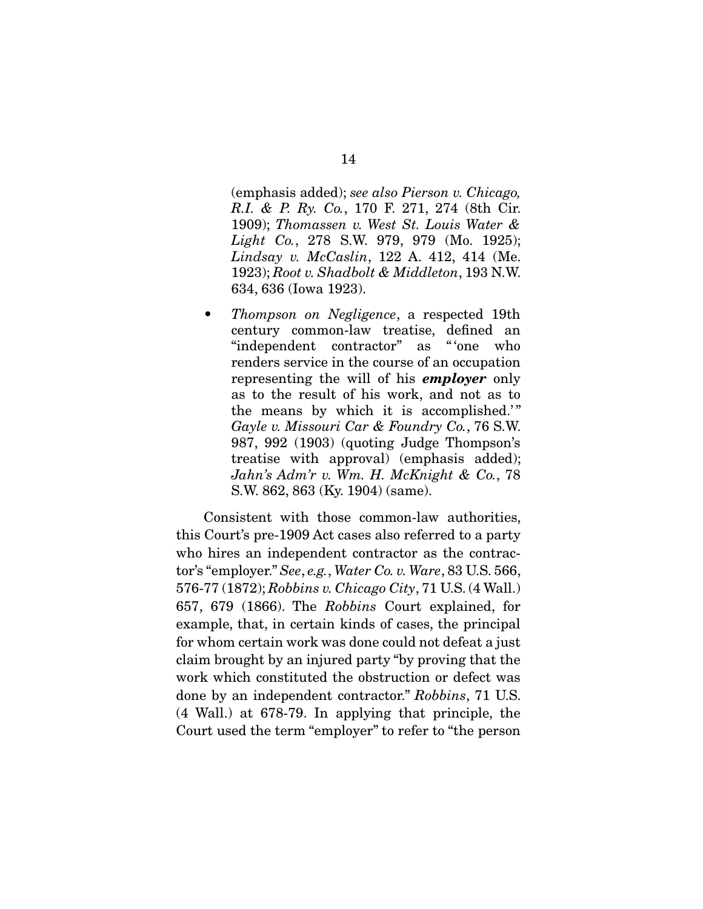(emphasis added); *see also Pierson v. Chicago, R.I. & P. Ry. Co.*, 170 F. 271, 274 (8th Cir. 1909); *Thomassen v. West St. Louis Water & Light Co.*, 278 S.W. 979, 979 (Mo. 1925); *Lindsay v. McCaslin*, 122 A. 412, 414 (Me. 1923); *Root v. Shadbolt & Middleton*, 193 N.W. 634, 636 (Iowa 1923).

- *Thompson on Negligence*, a respected 19th century common-law treatise, defined an "independent contractor" as "'one who renders service in the course of an occupation representing the will of his ***employer*** only as to the result of his work, and not as to the means by which it is accomplished.'" *Gayle v. Missouri Car & Foundry Co.*, 76 S.W. 987, 992 (1903) (quoting Judge Thompson's treatise with approval) (emphasis added); *Jahn's Adm'r v. Wm. H. McKnight & Co.*, 78 S.W. 862, 863 (Ky. 1904) (same).

Consistent with those common-law authorities, this Court's pre-1909 Act cases also referred to a party who hires an independent contractor as the contractor's "employer." *See, e.g.*, *Water Co. v. Ware*, 83 U.S. 566, 576-77 (1872); *Robbins v. Chicago City*, 71 U.S. (4 Wall.) 657, 679 (1866). The *Robbins* Court explained, for example, that, in certain kinds of cases, the principal for whom certain work was done could not defeat a just claim brought by an injured party "by proving that the work which constituted the obstruction or defect was done by an independent contractor." *Robbins*, 71 U.S. (4 Wall.) at 678-79. In applying that principle, the Court used the term "employer" to refer to "the person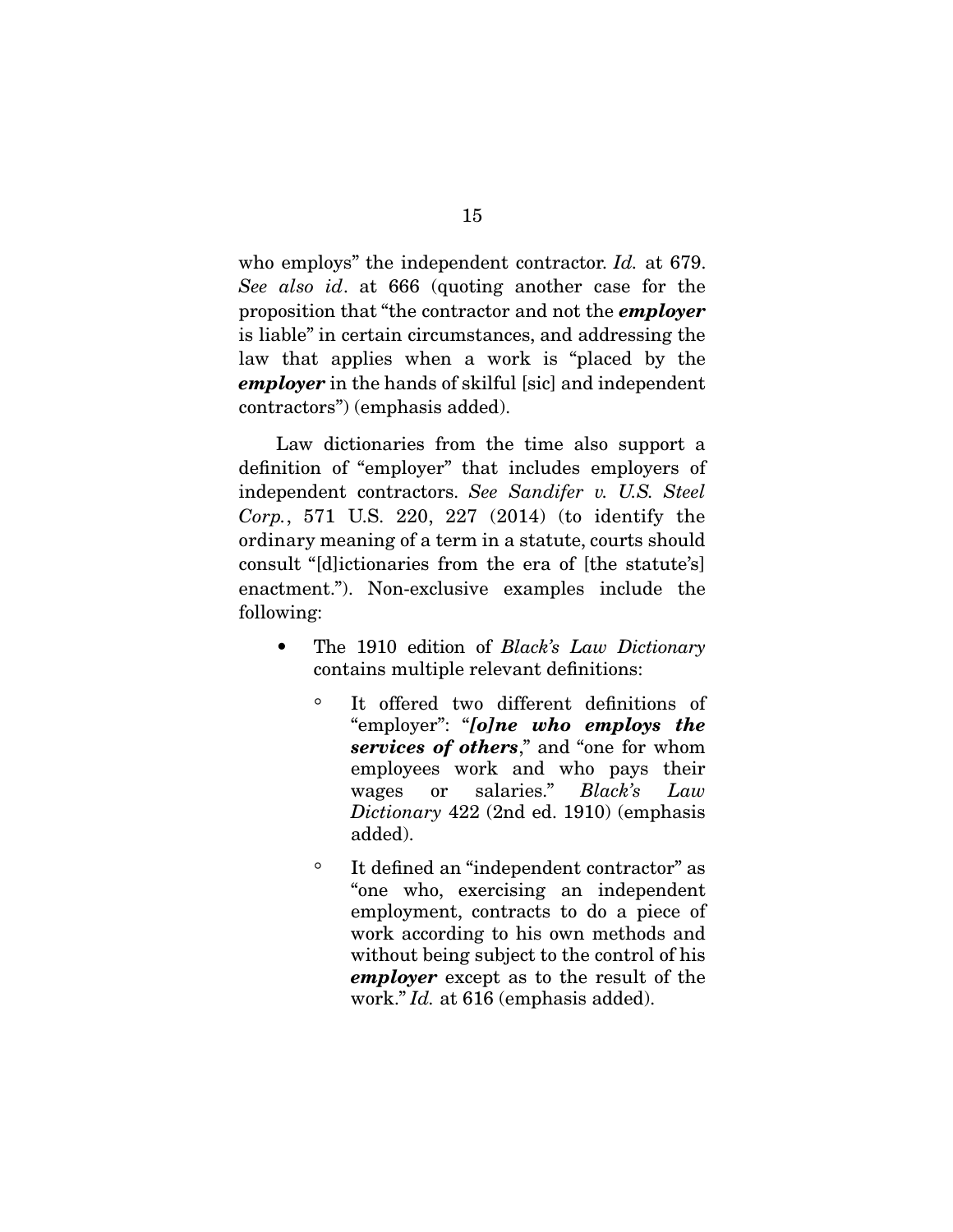who employs" the independent contractor. *Id.* at 679. *See also id*. at 666 (quoting another case for the proposition that "the contractor and not the ***employer*** is liable" in certain circumstances, and addressing the law that applies when a work is "placed by the ***employer*** in the hands of skilful [sic] and independent contractors") (emphasis added).

Law dictionaries from the time also support a definition of "employer" that includes employers of independent contractors. *See Sandifer v. U.S. Steel Corp.*, 571 U.S. 220, 227 (2014) (to identify the ordinary meaning of a term in a statute, courts should consult "[d]ictionaries from the era of [the statute's] enactment."). Non-exclusive examples include the following:

- The 1910 edition of *Black's Law Dictionary* contains multiple relevant definitions:
  - It offered two different definitions of "employer": "***[o]ne who employs the services of others***," and "one for whom employees work and who pays their wages or salaries." *Black's Law Dictionary* 422 (2nd ed. 1910) (emphasis added).
  - It defined an "independent contractor" as "one who, exercising an independent employment, contracts to do a piece of work according to his own methods and without being subject to the control of his ***employer*** except as to the result of the work." *Id.* at 616 (emphasis added).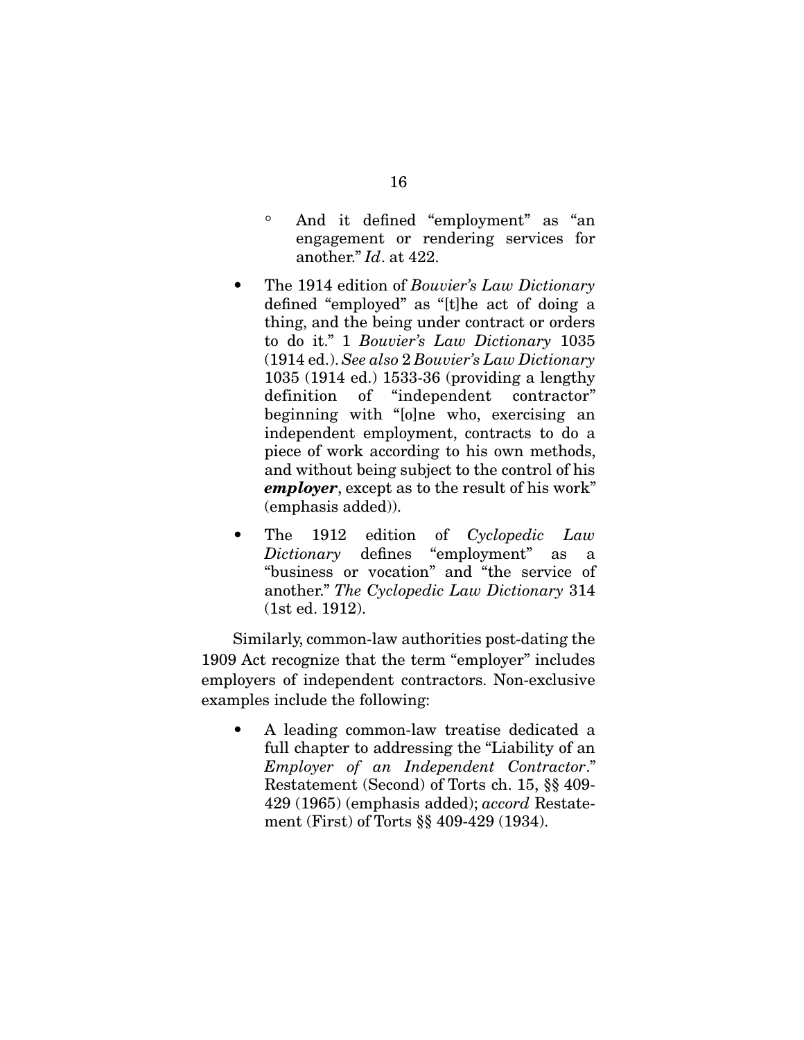- And it defined "employment" as "an engagement or rendering services for another." *Id*. at 422.

- The 1914 edition of *Bouvier's Law Dictionary* defined "employed" as "[t]he act of doing a thing, and the being under contract or orders to do it." 1 *Bouvier's Law Dictionary* 1035 (1914 ed.). *See also* 2 *Bouvier's Law Dictionary* 1035 (1914 ed.) 1533-36 (providing a lengthy definition of "independent contractor" beginning with "[o]ne who, exercising an independent employment, contracts to do a piece of work according to his own methods, and without being subject to the control of his ***employer***, except as to the result of his work" (emphasis added)).

- The 1912 edition of *Cyclopedic Law Dictionary* defines "employment" as a "business or vocation" and "the service of another." *The Cyclopedic Law Dictionary* 314 (1st ed. 1912).

Similarly, common-law authorities post-dating the 1909 Act recognize that the term "employer" includes employers of independent contractors. Non-exclusive examples include the following:

- A leading common-law treatise dedicated a full chapter to addressing the "Liability of an *Employer of an Independent Contractor*." Restatement (Second) of Torts ch. 15, §§ 409-429 (1965) (emphasis added); *accord* Restatement (First) of Torts §§ 409-429 (1934).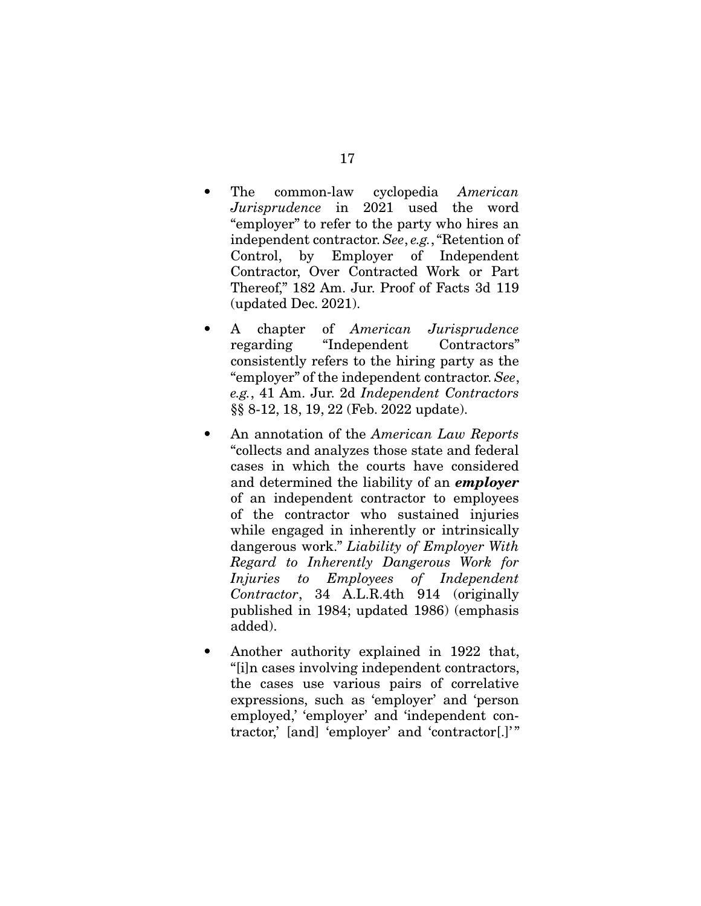- The common-law cyclopedia *American Jurisprudence* in 2021 used the word "employer" to refer to the party who hires an independent contractor. *See*, *e.g.*, "Retention of Control, by Employer of Independent Contractor, Over Contracted Work or Part Thereof," 182 Am. Jur. Proof of Facts 3d 119 (updated Dec. 2021).

- A chapter of *American Jurisprudence* regarding "Independent Contractors" consistently refers to the hiring party as the "employer" of the independent contractor. *See*, *e.g.*, 41 Am. Jur. 2d *Independent Contractors* §§ 8-12, 18, 19, 22 (Feb. 2022 update).

- An annotation of the *American Law Reports* "collects and analyzes those state and federal cases in which the courts have considered and determined the liability of an ***employer*** of an independent contractor to employees of the contractor who sustained injuries while engaged in inherently or intrinsically dangerous work." *Liability of Employer With Regard to Inherently Dangerous Work for Injuries to Employees of Independent Contractor*, 34 A.L.R.4th 914 (originally published in 1984; updated 1986) (emphasis added).

- Another authority explained in 1922 that, "[i]n cases involving independent contractors, the cases use various pairs of correlative expressions, such as 'employer' and 'person employed,' 'employer' and 'independent contractor,' [and] 'employer' and 'contractor[.]'"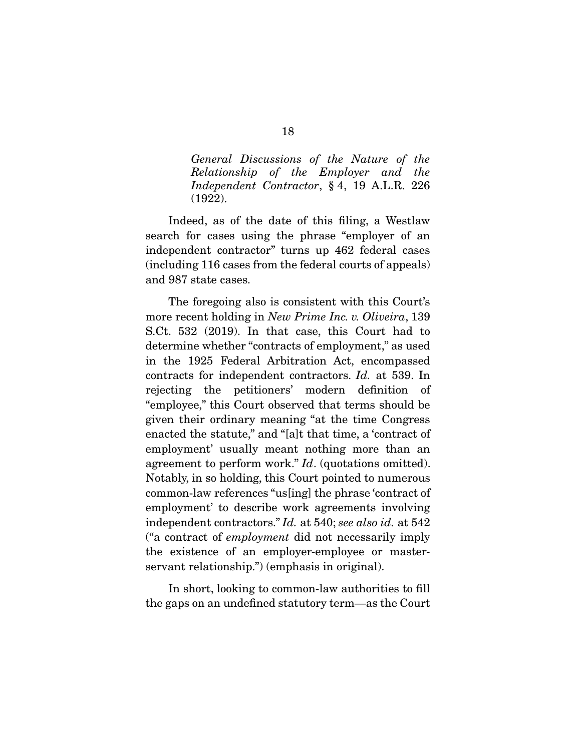*General Discussions of the Nature of the Relationship of the Employer and the Independent Contractor*, § 4, 19 A.L.R. 226 (1922).

Indeed, as of the date of this filing, a Westlaw search for cases using the phrase "employer of an independent contractor" turns up 462 federal cases (including 116 cases from the federal courts of appeals) and 987 state cases.

The foregoing also is consistent with this Court's more recent holding in *New Prime Inc. v. Oliveira*, 139 S.Ct. 532 (2019). In that case, this Court had to determine whether "contracts of employment," as used in the 1925 Federal Arbitration Act, encompassed contracts for independent contractors. *Id.* at 539. In rejecting the petitioners' modern definition of "employee," this Court observed that terms should be given their ordinary meaning "at the time Congress enacted the statute," and "[a]t that time, a 'contract of employment' usually meant nothing more than an agreement to perform work." *Id*. (quotations omitted). Notably, in so holding, this Court pointed to numerous common-law references "us[ing] the phrase 'contract of employment' to describe work agreements involving independent contractors." *Id.* at 540; *see also id.* at 542 ("a contract of *employment* did not necessarily imply the existence of an employer-employee or master-servant relationship.") (emphasis in original).

In short, looking to common-law authorities to fill the gaps on an undefined statutory term—as the Court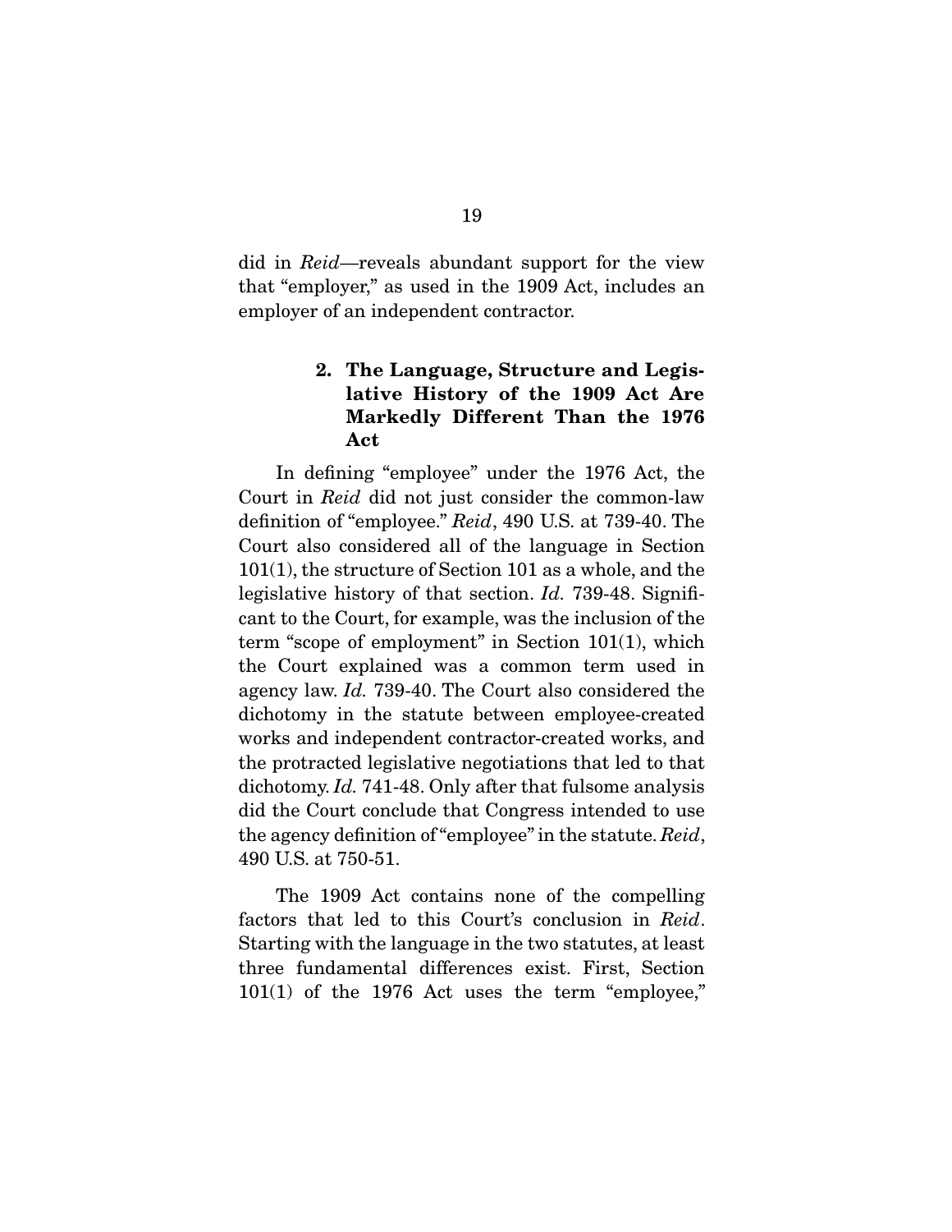did in *Reid*—reveals abundant support for the view that "employer," as used in the 1909 Act, includes an employer of an independent contractor.

### 2. The Language, Structure and Legislative History of the 1909 Act Are Markedly Different Than the 1976 Act

In defining "employee" under the 1976 Act, the Court in *Reid* did not just consider the common-law definition of "employee." *Reid*, 490 U.S. at 739-40. The Court also considered all of the language in Section 101(1), the structure of Section 101 as a whole, and the legislative history of that section. *Id.* 739-48. Significant to the Court, for example, was the inclusion of the term "scope of employment" in Section 101(1), which the Court explained was a common term used in agency law. *Id.* 739-40. The Court also considered the dichotomy in the statute between employee-created works and independent contractor-created works, and the protracted legislative negotiations that led to that dichotomy. *Id.* 741-48. Only after that fulsome analysis did the Court conclude that Congress intended to use the agency definition of "employee" in the statute. *Reid*, 490 U.S. at 750-51.

The 1909 Act contains none of the compelling factors that led to this Court's conclusion in *Reid*. Starting with the language in the two statutes, at least three fundamental differences exist. First, Section 101(1) of the 1976 Act uses the term "employee,"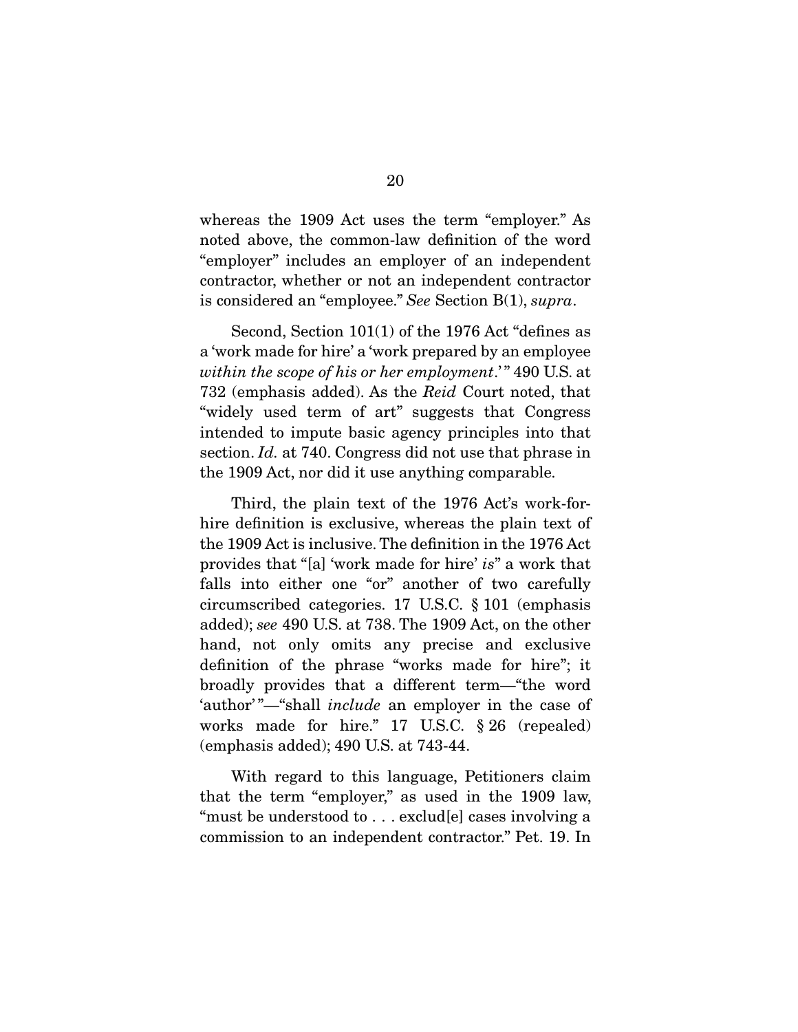whereas the 1909 Act uses the term "employer." As noted above, the common-law definition of the word "employer" includes an employer of an independent contractor, whether or not an independent contractor is considered an "employee." *See* Section B(1), *supra*.

Second, Section 101(1) of the 1976 Act "defines as a 'work made for hire' a 'work prepared by an employee *within the scope of his or her employment*.'" 490 U.S. at 732 (emphasis added). As the *Reid* Court noted, that "widely used term of art" suggests that Congress intended to impute basic agency principles into that section. *Id.* at 740. Congress did not use that phrase in the 1909 Act, nor did it use anything comparable.

Third, the plain text of the 1976 Act's work-for-hire definition is exclusive, whereas the plain text of the 1909 Act is inclusive. The definition in the 1976 Act provides that "[a] 'work made for hire' *is*" a work that falls into either one "or" another of two carefully circumscribed categories. 17 U.S.C. § 101 (emphasis added); *see* 490 U.S. at 738. The 1909 Act, on the other hand, not only omits any precise and exclusive definition of the phrase "works made for hire"; it broadly provides that a different term—"the word 'author'"—"shall *include* an employer in the case of works made for hire." 17 U.S.C. § 26 (repealed) (emphasis added); 490 U.S. at 743-44.

With regard to this language, Petitioners claim that the term "employer," as used in the 1909 law, "must be understood to . . . exclud[e] cases involving a commission to an independent contractor." Pet. 19. In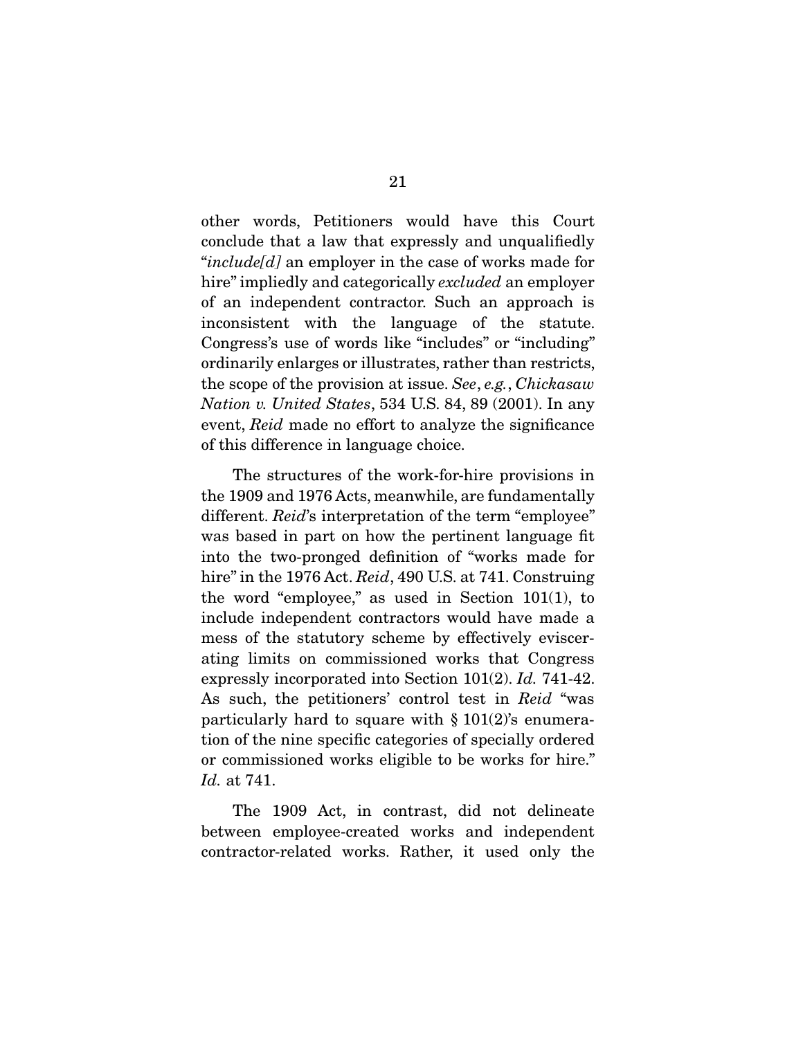other words, Petitioners would have this Court conclude that a law that expressly and unqualifiedly "*include[d]* an employer in the case of works made for hire" impliedly and categorically *excluded* an employer of an independent contractor. Such an approach is inconsistent with the language of the statute. Congress's use of words like "includes" or "including" ordinarily enlarges or illustrates, rather than restricts, the scope of the provision at issue. *See*, *e.g.*, *Chickasaw Nation v. United States*, 534 U.S. 84, 89 (2001). In any event, *Reid* made no effort to analyze the significance of this difference in language choice.

The structures of the work-for-hire provisions in the 1909 and 1976 Acts, meanwhile, are fundamentally different. *Reid*'s interpretation of the term "employee" was based in part on how the pertinent language fit into the two-pronged definition of "works made for hire" in the 1976 Act. *Reid*, 490 U.S. at 741. Construing the word "employee," as used in Section 101(1), to include independent contractors would have made a mess of the statutory scheme by effectively eviscerating limits on commissioned works that Congress expressly incorporated into Section 101(2). *Id.* 741-42. As such, the petitioners' control test in *Reid* "was particularly hard to square with § 101(2)'s enumeration of the nine specific categories of specially ordered or commissioned works eligible to be works for hire." *Id.* at 741.

The 1909 Act, in contrast, did not delineate between employee-created works and independent contractor-related works. Rather, it used only the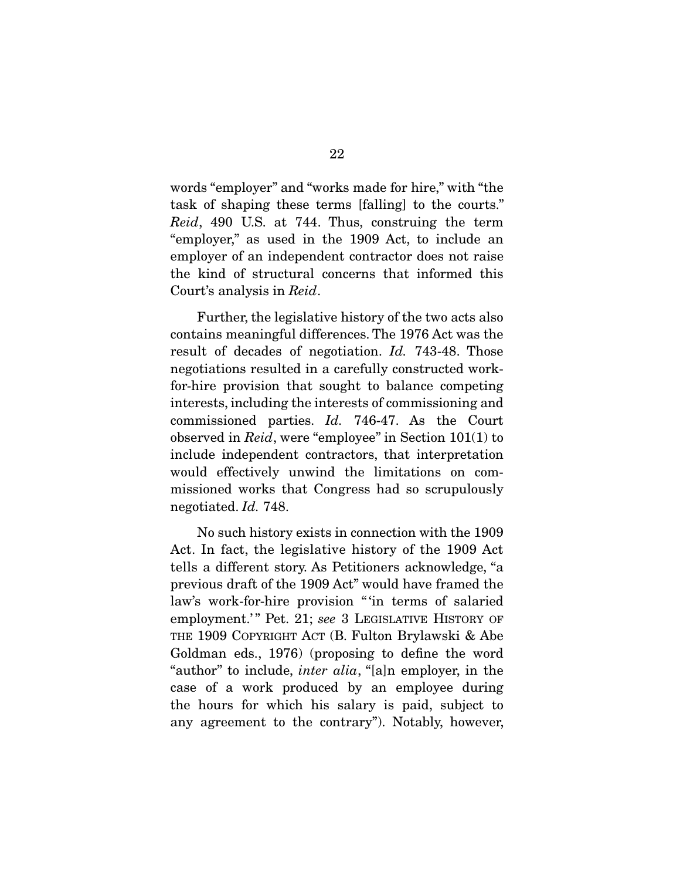words "employer" and "works made for hire," with "the task of shaping these terms [falling] to the courts." *Reid*, 490 U.S. at 744. Thus, construing the term "employer," as used in the 1909 Act, to include an employer of an independent contractor does not raise the kind of structural concerns that informed this Court's analysis in *Reid*.

Further, the legislative history of the two acts also contains meaningful differences. The 1976 Act was the result of decades of negotiation. *Id.* 743-48. Those negotiations resulted in a carefully constructed work-for-hire provision that sought to balance competing interests, including the interests of commissioning and commissioned parties. *Id.* 746-47. As the Court observed in *Reid*, were "employee" in Section 101(1) to include independent contractors, that interpretation would effectively unwind the limitations on commissioned works that Congress had so scrupulously negotiated. *Id.* 748.

No such history exists in connection with the 1909 Act. In fact, the legislative history of the 1909 Act tells a different story. As Petitioners acknowledge, "a previous draft of the 1909 Act" would have framed the law's work-for-hire provision "'in terms of salaried employment.'" Pet. 21; *see* 3 LEGISLATIVE HISTORY OF THE 1909 COPYRIGHT ACT (B. Fulton Brylawski & Abe Goldman eds., 1976) (proposing to define the word "author" to include, *inter alia*, "[a]n employer, in the case of a work produced by an employee during the hours for which his salary is paid, subject to any agreement to the contrary"). Notably, however,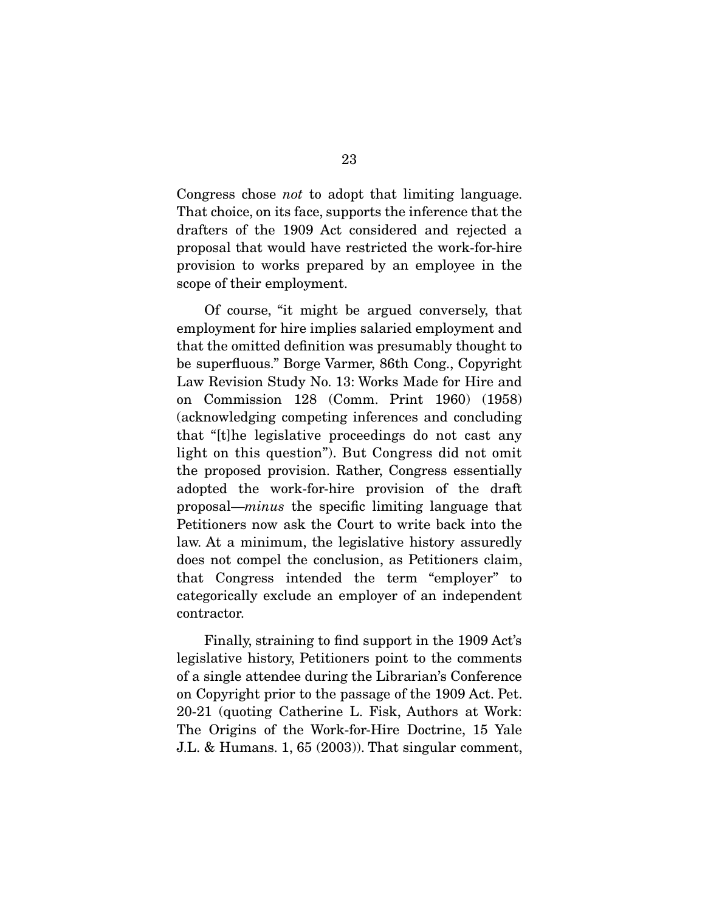Congress chose *not* to adopt that limiting language. That choice, on its face, supports the inference that the drafters of the 1909 Act considered and rejected a proposal that would have restricted the work-for-hire provision to works prepared by an employee in the scope of their employment.

Of course, "it might be argued conversely, that employment for hire implies salaried employment and that the omitted definition was presumably thought to be superfluous." Borge Varmer, 86th Cong., Copyright Law Revision Study No. 13: Works Made for Hire and on Commission 128 (Comm. Print 1960) (1958) (acknowledging competing inferences and concluding that "[t]he legislative proceedings do not cast any light on this question"). But Congress did not omit the proposed provision. Rather, Congress essentially adopted the work-for-hire provision of the draft proposal—*minus* the specific limiting language that Petitioners now ask the Court to write back into the law. At a minimum, the legislative history assuredly does not compel the conclusion, as Petitioners claim, that Congress intended the term "employer" to categorically exclude an employer of an independent contractor.

Finally, straining to find support in the 1909 Act's legislative history, Petitioners point to the comments of a single attendee during the Librarian's Conference on Copyright prior to the passage of the 1909 Act. Pet. 20-21 (quoting Catherine L. Fisk, Authors at Work: The Origins of the Work-for-Hire Doctrine, 15 Yale J.L. & Humans. 1, 65 (2003)). That singular comment,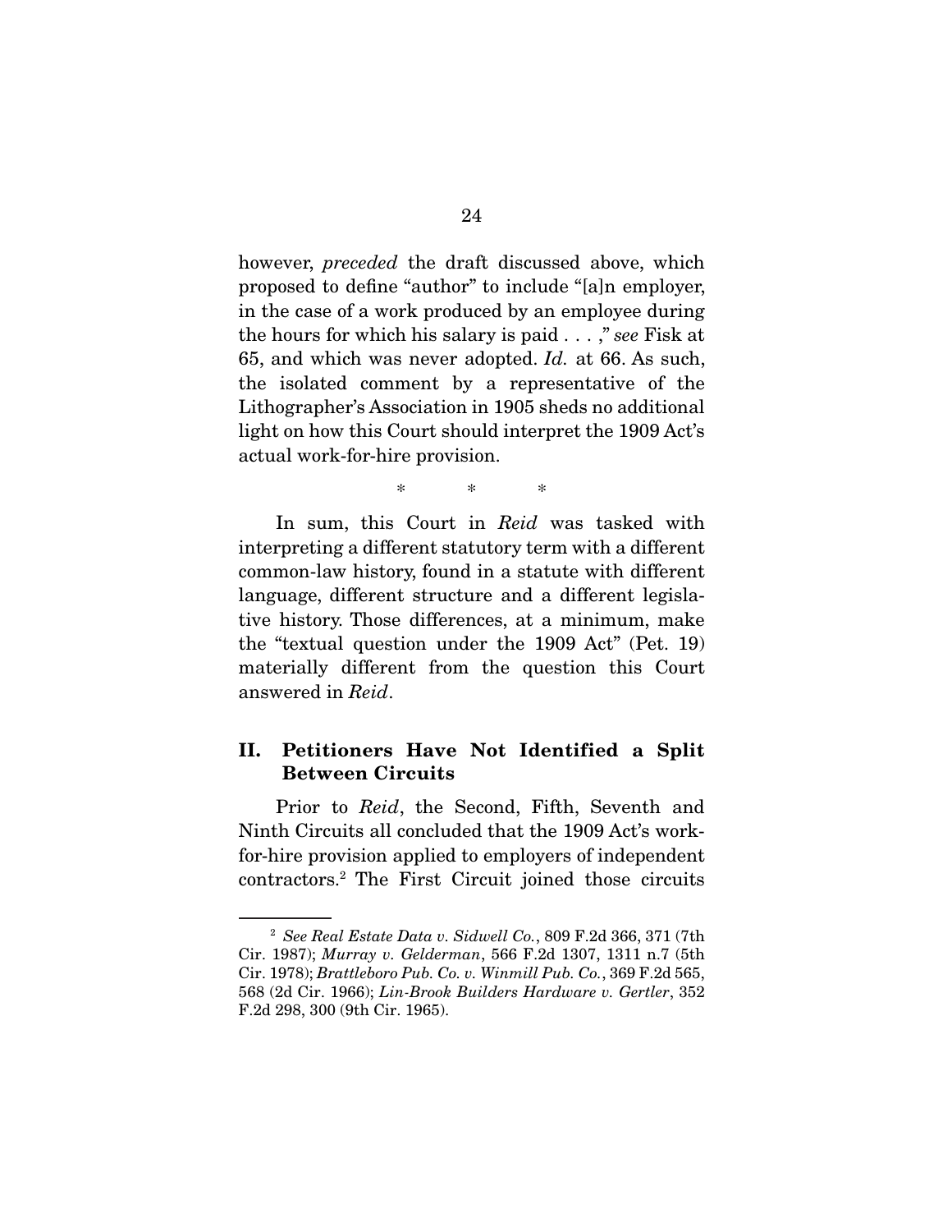however, *preceded* the draft discussed above, which proposed to define "author" to include "[a]n employer, in the case of a work produced by an employee during the hours for which his salary is paid . . . ," *see* Fisk at 65, and which was never adopted. *Id.* at 66. As such, the isolated comment by a representative of the Lithographer's Association in 1905 sheds no additional light on how this Court should interpret the 1909 Act's actual work-for-hire provision.

\* \* \*

In sum, this Court in *Reid* was tasked with interpreting a different statutory term with a different common-law history, found in a statute with different language, different structure and a different legislative history. Those differences, at a minimum, make the "textual question under the 1909 Act" (Pet. 19) materially different from the question this Court answered in *Reid*.

## II. Petitioners Have Not Identified a Split Between Circuits

Prior to *Reid*, the Second, Fifth, Seventh and Ninth Circuits all concluded that the 1909 Act's work-for-hire provision applied to employers of independent contractors.[2] The First Circuit joined those circuits

---

[2] *See Real Estate Data v. Sidwell Co.*, 809 F.2d 366, 371 (7th Cir. 1987); *Murray v. Gelderman*, 566 F.2d 1307, 1311 n.7 (5th Cir. 1978); *Brattleboro Pub. Co. v. Winmill Pub. Co.*, 369 F.2d 565, 568 (2d Cir. 1966); *Lin-Brook Builders Hardware v. Gertler*, 352 F.2d 298, 300 (9th Cir. 1965).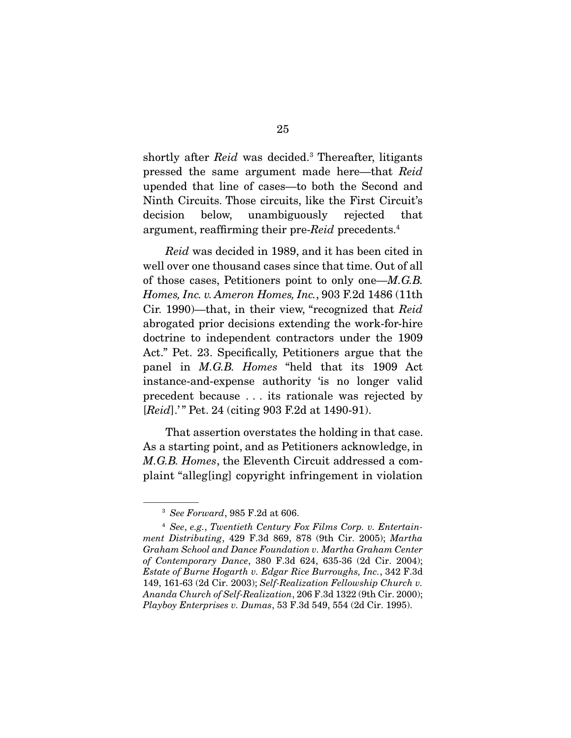shortly after *Reid* was decided.[3] Thereafter, litigants pressed the same argument made here—that *Reid* upended that line of cases—to both the Second and Ninth Circuits. Those circuits, like the First Circuit's decision below, unambiguously rejected that argument, reaffirming their pre-*Reid* precedents.[4]

*Reid* was decided in 1989, and it has been cited in well over one thousand cases since that time. Out of all of those cases, Petitioners point to only one—*M.G.B. Homes, Inc. v. Ameron Homes, Inc.*, 903 F.2d 1486 (11th Cir. 1990)—that, in their view, "recognized that *Reid* abrogated prior decisions extending the work-for-hire doctrine to independent contractors under the 1909 Act." Pet. 23. Specifically, Petitioners argue that the panel in *M.G.B. Homes* "held that its 1909 Act instance-and-expense authority 'is no longer valid precedent because . . . its rationale was rejected by [*Reid*].'" Pet. 24 (citing 903 F.2d at 1490-91).

That assertion overstates the holding in that case. As a starting point, and as Petitioners acknowledge, in *M.G.B. Homes*, the Eleventh Circuit addressed a complaint "alleg[ing] copyright infringement in violation

---

[3] *See Forward*, 985 F.2d at 606.

[4] *See*, *e.g.*, *Twentieth Century Fox Films Corp. v. Entertainment Distributing*, 429 F.3d 869, 878 (9th Cir. 2005); *Martha Graham School and Dance Foundation v. Martha Graham Center of Contemporary Dance*, 380 F.3d 624, 635-36 (2d Cir. 2004); *Estate of Burne Hogarth v. Edgar Rice Burroughs, Inc.*, 342 F.3d 149, 161-63 (2d Cir. 2003); *Self-Realization Fellowship Church v. Ananda Church of Self-Realization*, 206 F.3d 1322 (9th Cir. 2000); *Playboy Enterprises v. Dumas*, 53 F.3d 549, 554 (2d Cir. 1995).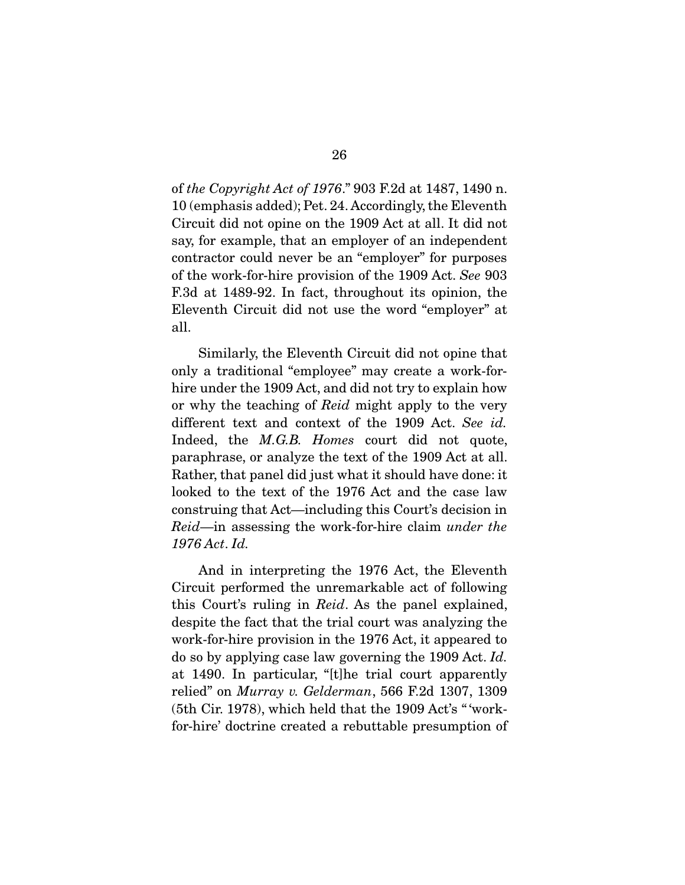of *the Copyright Act of 1976*." 903 F.2d at 1487, 1490 n. 10 (emphasis added); Pet. 24. Accordingly, the Eleventh Circuit did not opine on the 1909 Act at all. It did not say, for example, that an employer of an independent contractor could never be an "employer" for purposes of the work-for-hire provision of the 1909 Act. *See* 903 F.3d at 1489-92. In fact, throughout its opinion, the Eleventh Circuit did not use the word "employer" at all.

Similarly, the Eleventh Circuit did not opine that only a traditional "employee" may create a work-for-hire under the 1909 Act, and did not try to explain how or why the teaching of *Reid* might apply to the very different text and context of the 1909 Act. *See id.* Indeed, the *M.G.B. Homes* court did not quote, paraphrase, or analyze the text of the 1909 Act at all. Rather, that panel did just what it should have done: it looked to the text of the 1976 Act and the case law construing that Act—including this Court's decision in *Reid*—in assessing the work-for-hire claim *under the 1976 Act*. *Id.*

And in interpreting the 1976 Act, the Eleventh Circuit performed the unremarkable act of following this Court's ruling in *Reid*. As the panel explained, despite the fact that the trial court was analyzing the work-for-hire provision in the 1976 Act, it appeared to do so by applying case law governing the 1909 Act. *Id.* at 1490. In particular, "[t]he trial court apparently relied" on *Murray v. Gelderman*, 566 F.2d 1307, 1309 (5th Cir. 1978), which held that the 1909 Act's "'work-for-hire' doctrine created a rebuttable presumption of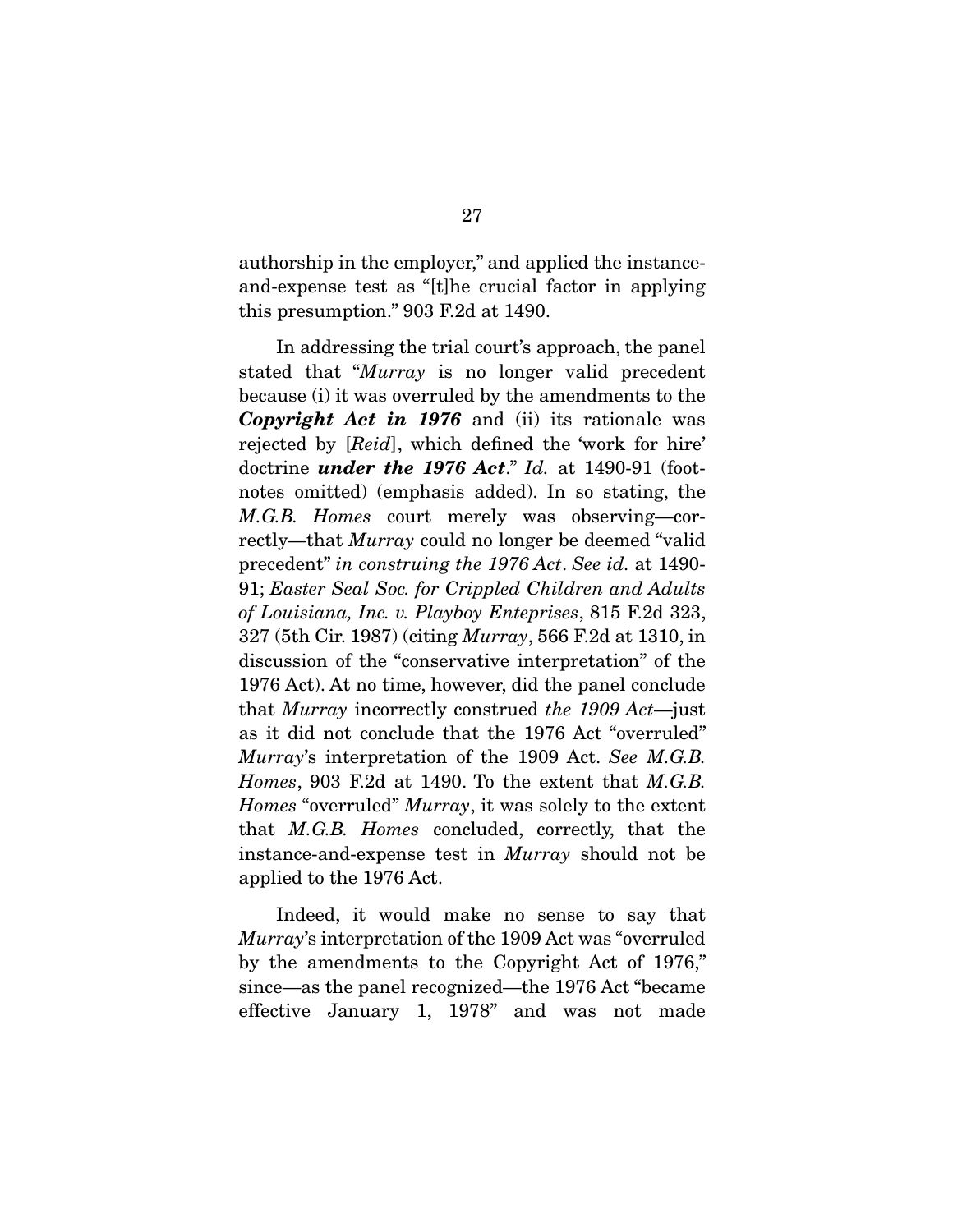authorship in the employer," and applied the instance-and-expense test as "[t]he crucial factor in applying this presumption." 903 F.2d at 1490.

In addressing the trial court's approach, the panel stated that "*Murray* is no longer valid precedent because (i) it was overruled by the amendments to the ***Copyright Act in 1976*** and (ii) its rationale was rejected by [*Reid*], which defined the 'work for hire' doctrine ***under the 1976 Act***." *Id.* at 1490-91 (footnotes omitted) (emphasis added). In so stating, the *M.G.B. Homes* court merely was observing—correctly—that *Murray* could no longer be deemed "valid precedent" *in construing the 1976 Act*. *See id.* at 1490-91; *Easter Seal Soc. for Crippled Children and Adults of Louisiana, Inc. v. Playboy Enteprises*, 815 F.2d 323, 327 (5th Cir. 1987) (citing *Murray*, 566 F.2d at 1310, in discussion of the "conservative interpretation" of the 1976 Act). At no time, however, did the panel conclude that *Murray* incorrectly construed *the 1909 Act*—just as it did not conclude that the 1976 Act "overruled" *Murray*'s interpretation of the 1909 Act. *See M.G.B. Homes*, 903 F.2d at 1490. To the extent that *M.G.B. Homes* "overruled" *Murray*, it was solely to the extent that *M.G.B. Homes* concluded, correctly, that the instance-and-expense test in *Murray* should not be applied to the 1976 Act.

Indeed, it would make no sense to say that *Murray*'s interpretation of the 1909 Act was "overruled by the amendments to the Copyright Act of 1976," since—as the panel recognized—the 1976 Act "became effective January 1, 1978" and was not made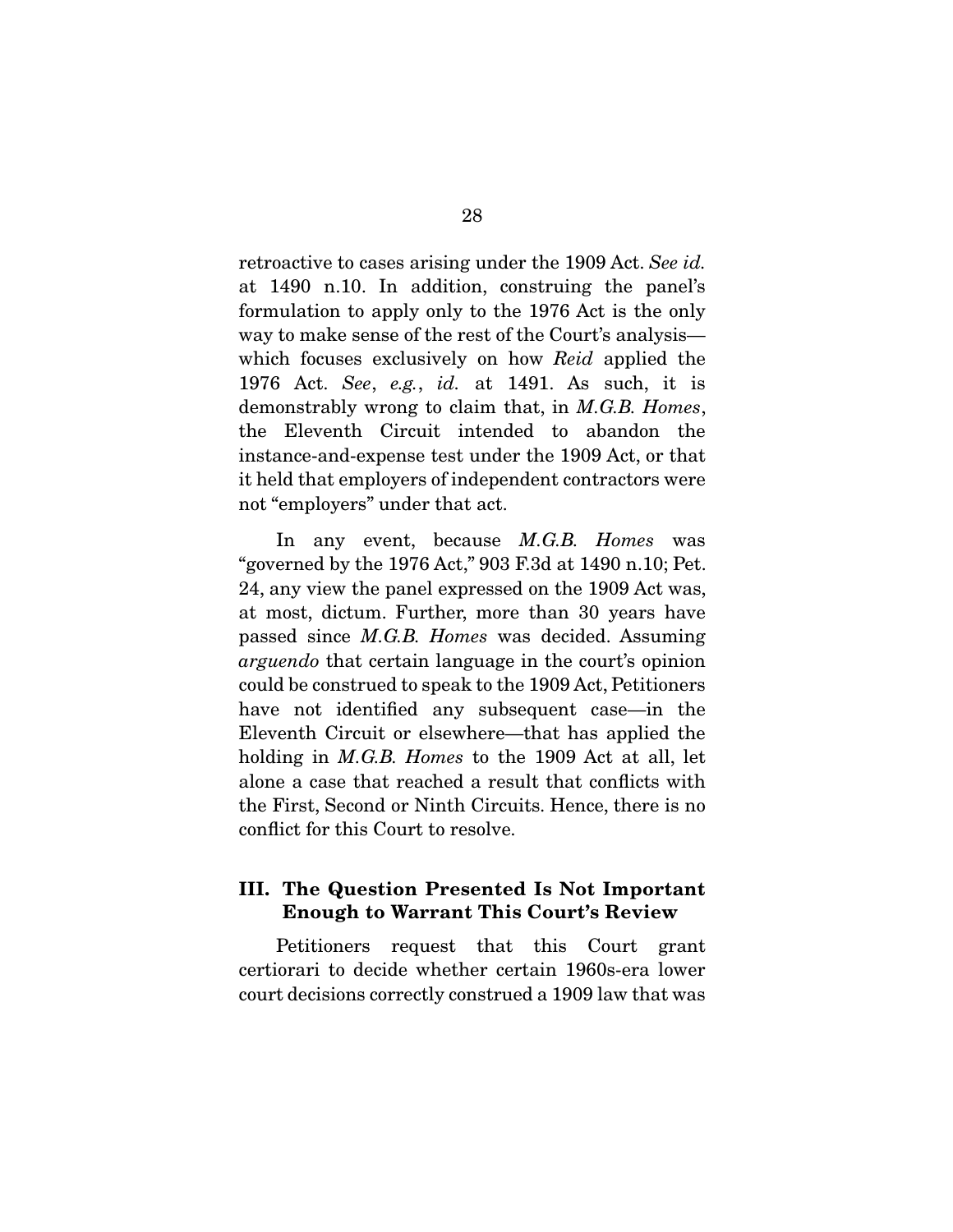retroactive to cases arising under the 1909 Act. *See id.* at 1490 n.10. In addition, construing the panel's formulation to apply only to the 1976 Act is the only way to make sense of the rest of the Court's analysis—which focuses exclusively on how *Reid* applied the 1976 Act. *See*, *e.g.*, *id.* at 1491. As such, it is demonstrably wrong to claim that, in *M.G.B. Homes*, the Eleventh Circuit intended to abandon the instance-and-expense test under the 1909 Act, or that it held that employers of independent contractors were not "employers" under that act.

In any event, because *M.G.B. Homes* was "governed by the 1976 Act," 903 F.3d at 1490 n.10; Pet. 24, any view the panel expressed on the 1909 Act was, at most, dictum. Further, more than 30 years have passed since *M.G.B. Homes* was decided. Assuming *arguendo* that certain language in the court's opinion could be construed to speak to the 1909 Act, Petitioners have not identified any subsequent case—in the Eleventh Circuit or elsewhere—that has applied the holding in *M.G.B. Homes* to the 1909 Act at all, let alone a case that reached a result that conflicts with the First, Second or Ninth Circuits. Hence, there is no conflict for this Court to resolve.

### III. The Question Presented Is Not Important Enough to Warrant This Court's Review

Petitioners request that this Court grant certiorari to decide whether certain 1960s-era lower court decisions correctly construed a 1909 law that was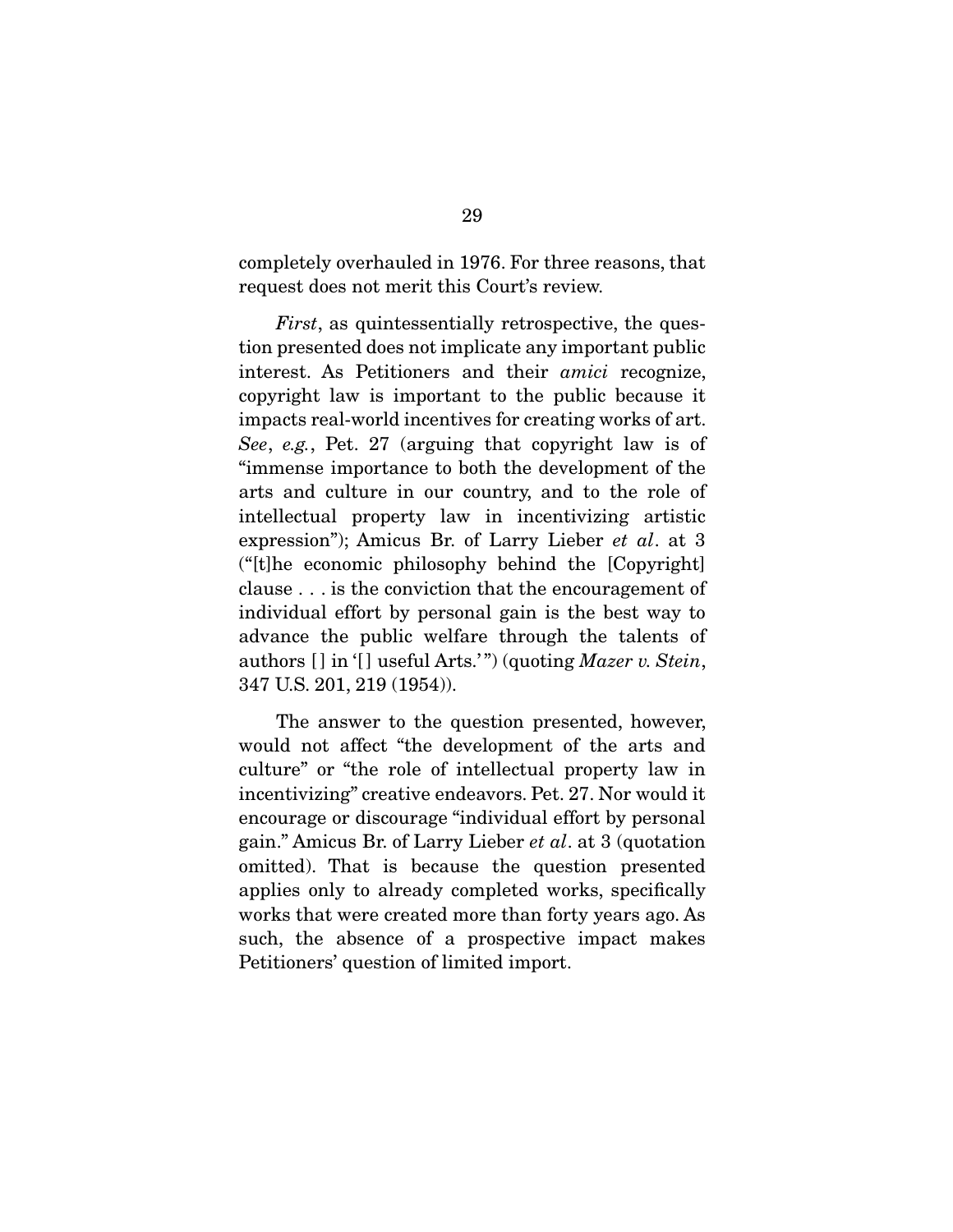completely overhauled in 1976. For three reasons, that request does not merit this Court's review.

*First*, as quintessentially retrospective, the question presented does not implicate any important public interest. As Petitioners and their *amici* recognize, copyright law is important to the public because it impacts real-world incentives for creating works of art. *See*, *e.g.*, Pet. 27 (arguing that copyright law is of "immense importance to both the development of the arts and culture in our country, and to the role of intellectual property law in incentivizing artistic expression"); Amicus Br. of Larry Lieber *et al*. at 3 ("[t]he economic philosophy behind the [Copyright] clause . . . is the conviction that the encouragement of individual effort by personal gain is the best way to advance the public welfare through the talents of authors [] in '[] useful Arts.'") (quoting *Mazer v. Stein*, 347 U.S. 201, 219 (1954)).

The answer to the question presented, however, would not affect "the development of the arts and culture" or "the role of intellectual property law in incentivizing" creative endeavors. Pet. 27. Nor would it encourage or discourage "individual effort by personal gain." Amicus Br. of Larry Lieber *et al*. at 3 (quotation omitted). That is because the question presented applies only to already completed works, specifically works that were created more than forty years ago. As such, the absence of a prospective impact makes Petitioners' question of limited import.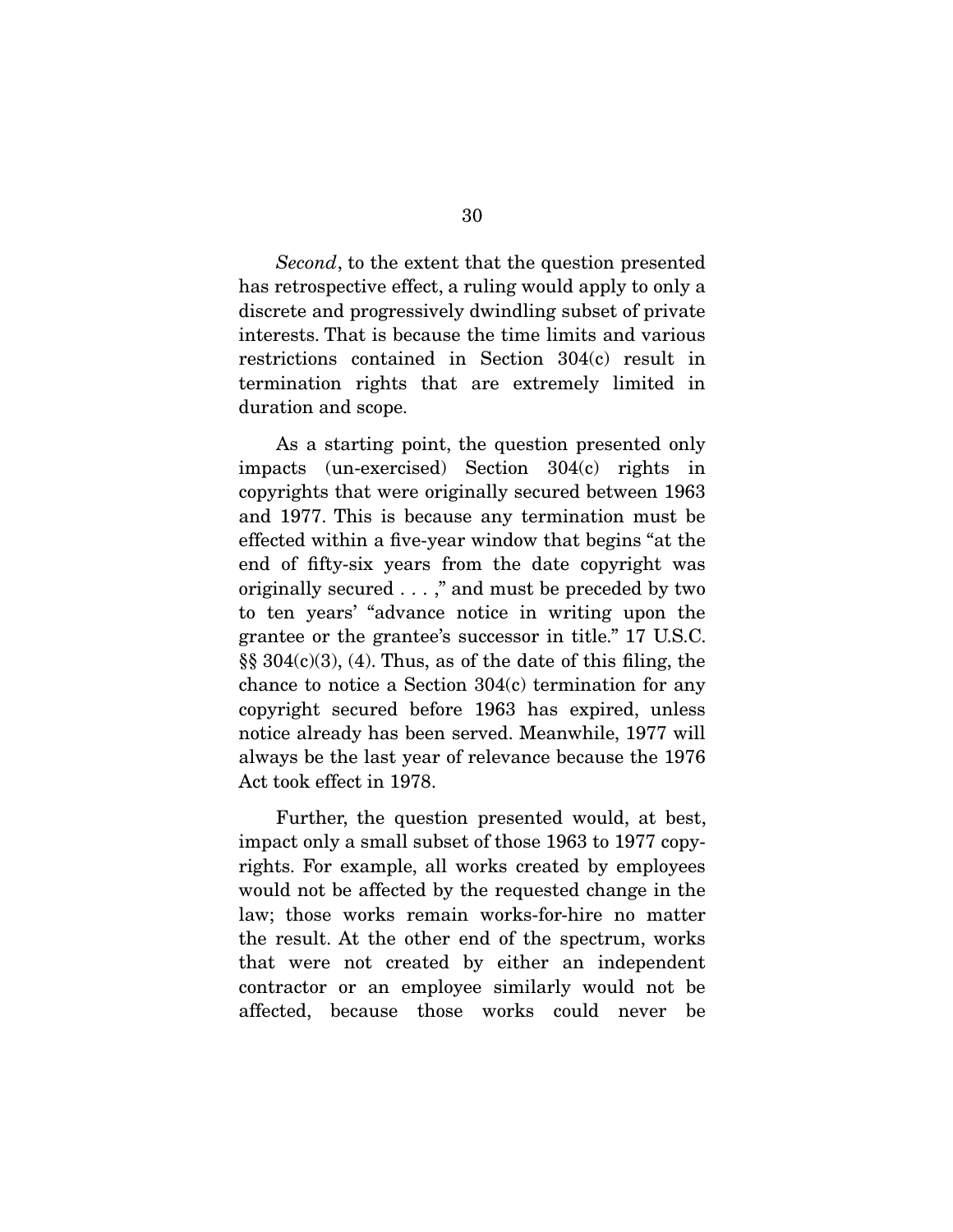*Second*, to the extent that the question presented has retrospective effect, a ruling would apply to only a discrete and progressively dwindling subset of private interests. That is because the time limits and various restrictions contained in Section 304(c) result in termination rights that are extremely limited in duration and scope.

As a starting point, the question presented only impacts (un-exercised) Section 304(c) rights in copyrights that were originally secured between 1963 and 1977. This is because any termination must be effected within a five-year window that begins "at the end of fifty-six years from the date copyright was originally secured . . . ," and must be preceded by two to ten years' "advance notice in writing upon the grantee or the grantee's successor in title." 17 U.S.C. §§ 304(c)(3), (4). Thus, as of the date of this filing, the chance to notice a Section 304(c) termination for any copyright secured before 1963 has expired, unless notice already has been served. Meanwhile, 1977 will always be the last year of relevance because the 1976 Act took effect in 1978.

Further, the question presented would, at best, impact only a small subset of those 1963 to 1977 copyrights. For example, all works created by employees would not be affected by the requested change in the law; those works remain works-for-hire no matter the result. At the other end of the spectrum, works that were not created by either an independent contractor or an employee similarly would not be affected, because those works could never be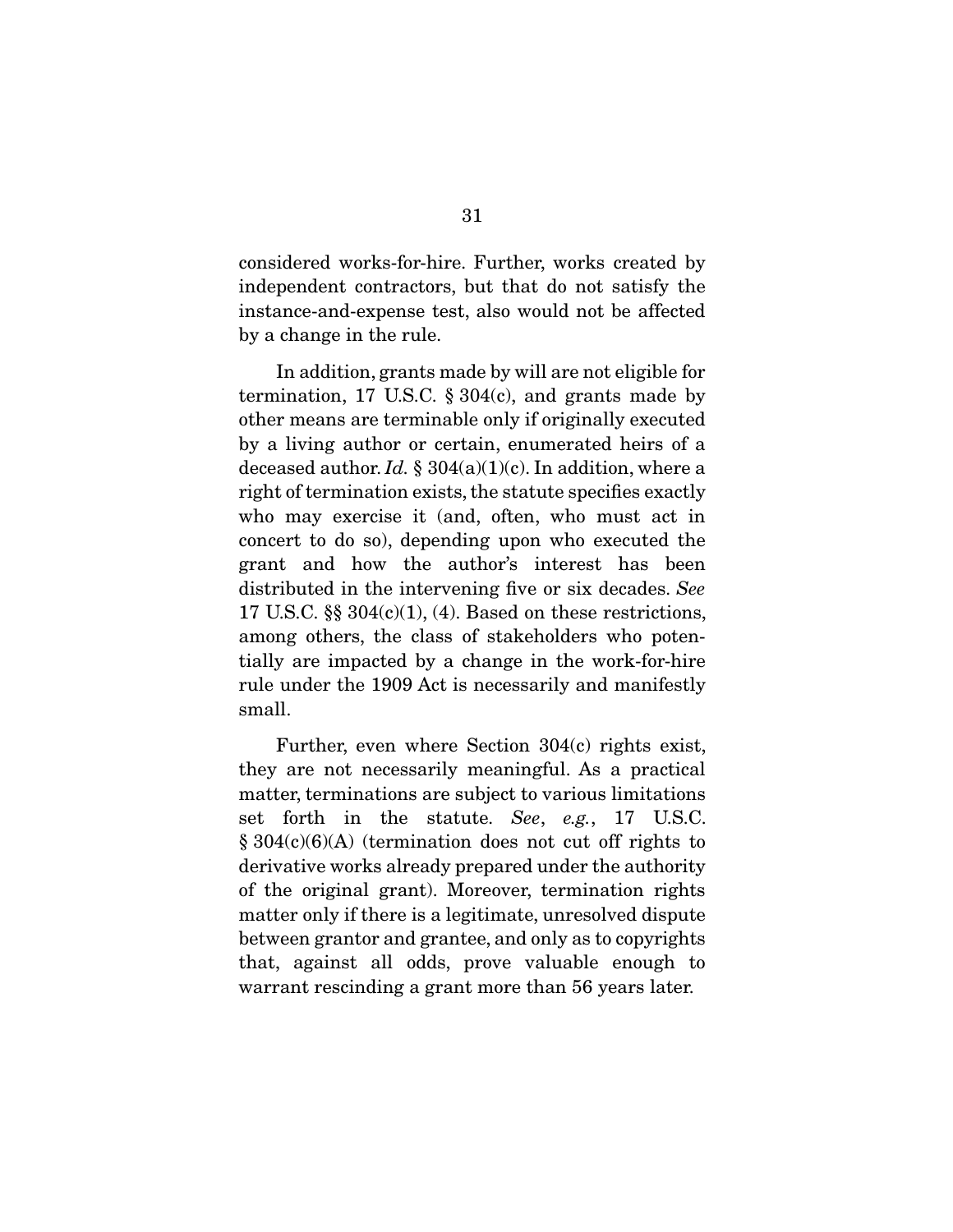considered works-for-hire. Further, works created by independent contractors, but that do not satisfy the instance-and-expense test, also would not be affected by a change in the rule.

In addition, grants made by will are not eligible for termination, 17 U.S.C. § 304(c), and grants made by other means are terminable only if originally executed by a living author or certain, enumerated heirs of a deceased author. *Id.* § 304(a)(1)(c). In addition, where a right of termination exists, the statute specifies exactly who may exercise it (and, often, who must act in concert to do so), depending upon who executed the grant and how the author's interest has been distributed in the intervening five or six decades. *See* 17 U.S.C. §§ 304(c)(1), (4). Based on these restrictions, among others, the class of stakeholders who potentially are impacted by a change in the work-for-hire rule under the 1909 Act is necessarily and manifestly small.

Further, even where Section 304(c) rights exist, they are not necessarily meaningful. As a practical matter, terminations are subject to various limitations set forth in the statute. *See*, *e.g.*, 17 U.S.C. § 304(c)(6)(A) (termination does not cut off rights to derivative works already prepared under the authority of the original grant). Moreover, termination rights matter only if there is a legitimate, unresolved dispute between grantor and grantee, and only as to copyrights that, against all odds, prove valuable enough to warrant rescinding a grant more than 56 years later.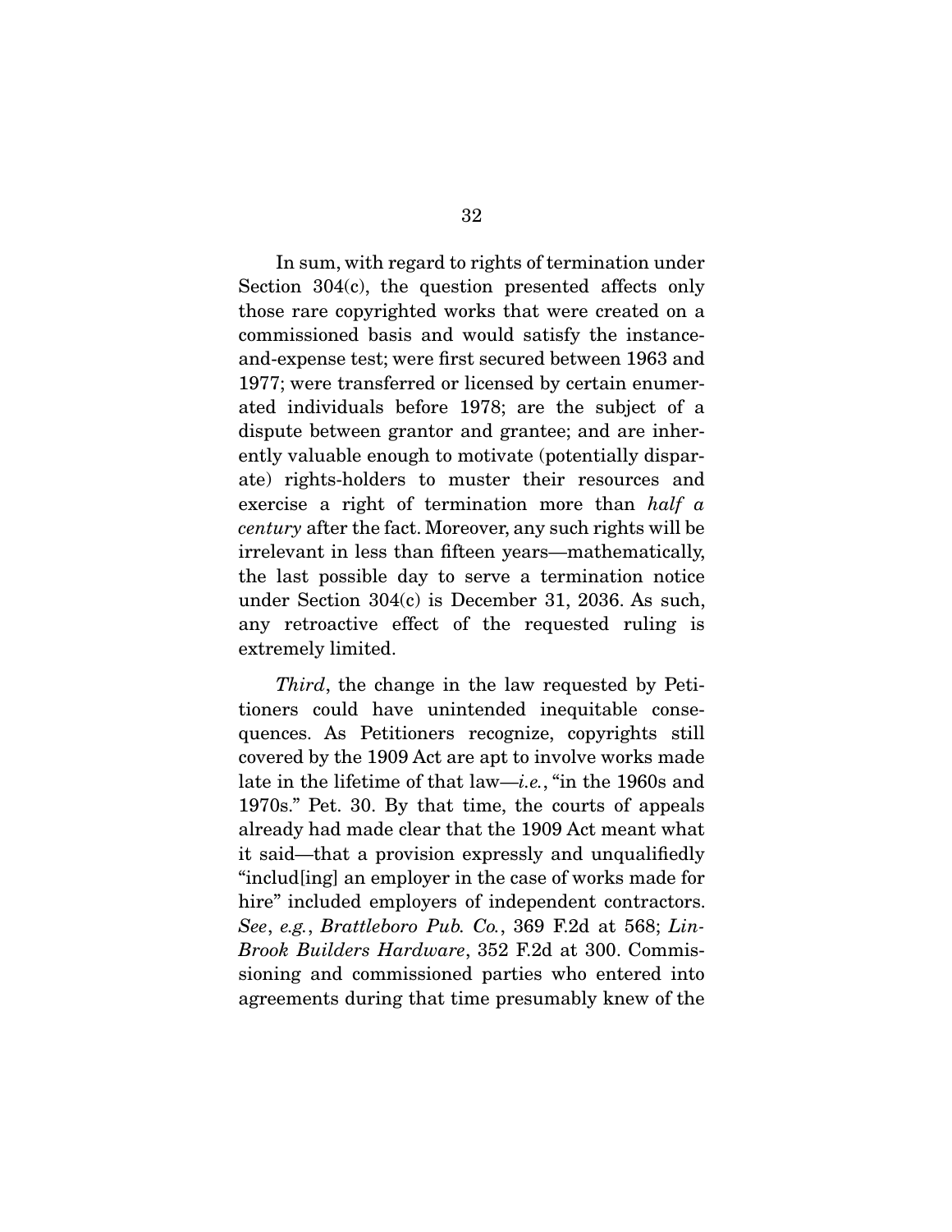In sum, with regard to rights of termination under Section 304(c), the question presented affects only those rare copyrighted works that were created on a commissioned basis and would satisfy the instance-and-expense test; were first secured between 1963 and 1977; were transferred or licensed by certain enumerated individuals before 1978; are the subject of a dispute between grantor and grantee; and are inherently valuable enough to motivate (potentially disparate) rights-holders to muster their resources and exercise a right of termination more than *half a century* after the fact. Moreover, any such rights will be irrelevant in less than fifteen years—mathematically, the last possible day to serve a termination notice under Section 304(c) is December 31, 2036. As such, any retroactive effect of the requested ruling is extremely limited.

*Third*, the change in the law requested by Petitioners could have unintended inequitable consequences. As Petitioners recognize, copyrights still covered by the 1909 Act are apt to involve works made late in the lifetime of that law—*i.e.*, "in the 1960s and 1970s." Pet. 30. By that time, the courts of appeals already had made clear that the 1909 Act meant what it said—that a provision expressly and unqualifiedly "includ[ing] an employer in the case of works made for hire" included employers of independent contractors. *See*, *e.g.*, *Brattleboro Pub. Co.*, 369 F.2d at 568; *Lin-Brook Builders Hardware*, 352 F.2d at 300. Commissioning and commissioned parties who entered into agreements during that time presumably knew of the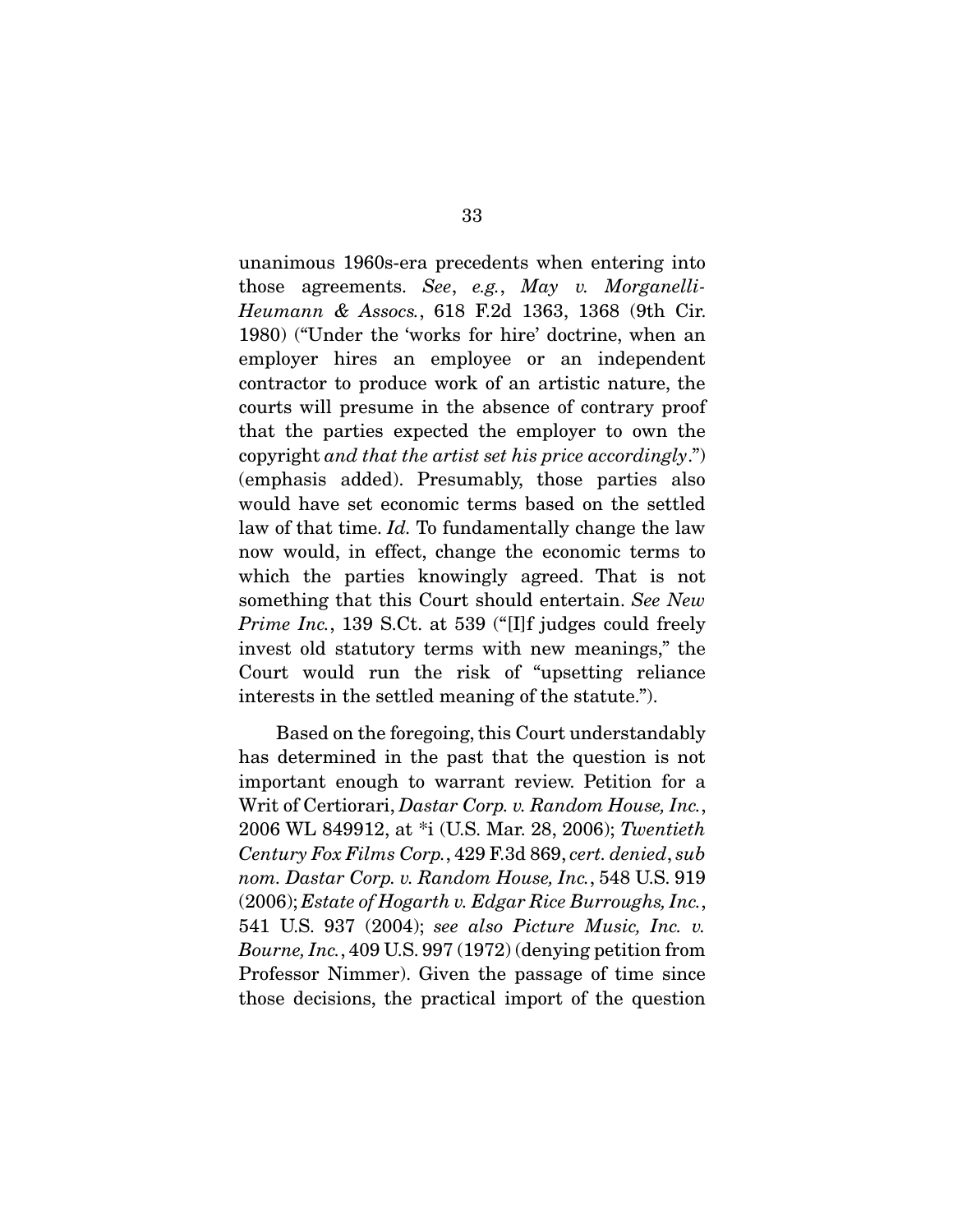unanimous 1960s-era precedents when entering into those agreements. *See*, *e.g.*, *May v. Morganelli-Heumann & Assocs.*, 618 F.2d 1363, 1368 (9th Cir. 1980) ("Under the 'works for hire' doctrine, when an employer hires an employee or an independent contractor to produce work of an artistic nature, the courts will presume in the absence of contrary proof that the parties expected the employer to own the copyright *and that the artist set his price accordingly*.") (emphasis added). Presumably, those parties also would have set economic terms based on the settled law of that time. *Id.* To fundamentally change the law now would, in effect, change the economic terms to which the parties knowingly agreed. That is not something that this Court should entertain. *See New Prime Inc.*, 139 S.Ct. at 539 ("[I]f judges could freely invest old statutory terms with new meanings," the Court would run the risk of "upsetting reliance interests in the settled meaning of the statute.").

Based on the foregoing, this Court understandably has determined in the past that the question is not important enough to warrant review. Petition for a Writ of Certiorari, *Dastar Corp. v. Random House, Inc.*, 2006 WL 849912, at *i (U.S. Mar. 28, 2006); *Twentieth Century Fox Films Corp.*, 429 F.3d 869, *cert. denied*, *sub nom. Dastar Corp. v. Random House, Inc.*, 548 U.S. 919 (2006); *Estate of Hogarth v. Edgar Rice Burroughs, Inc.*, 541 U.S. 937 (2004); *see also Picture Music, Inc. v. Bourne, Inc.*, 409 U.S. 997 (1972) (denying petition from Professor Nimmer). Given the passage of time since those decisions, the practical import of the question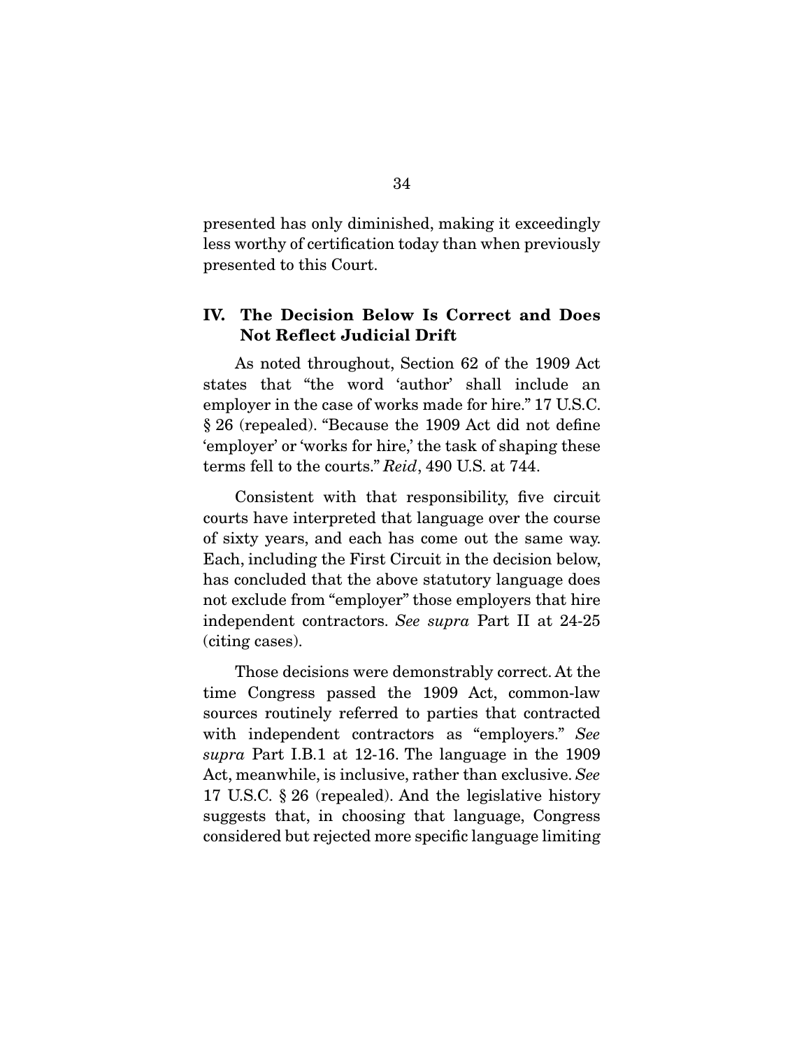presented has only diminished, making it exceedingly less worthy of certification today than when previously presented to this Court.

## IV. The Decision Below Is Correct and Does Not Reflect Judicial Drift

As noted throughout, Section 62 of the 1909 Act states that "the word 'author' shall include an employer in the case of works made for hire." 17 U.S.C. § 26 (repealed). "Because the 1909 Act did not define 'employer' or 'works for hire,' the task of shaping these terms fell to the courts." *Reid*, 490 U.S. at 744.

Consistent with that responsibility, five circuit courts have interpreted that language over the course of sixty years, and each has come out the same way. Each, including the First Circuit in the decision below, has concluded that the above statutory language does not exclude from "employer" those employers that hire independent contractors. *See supra* Part II at 24-25 (citing cases).

Those decisions were demonstrably correct. At the time Congress passed the 1909 Act, common-law sources routinely referred to parties that contracted with independent contractors as "employers." *See supra* Part I.B.1 at 12-16. The language in the 1909 Act, meanwhile, is inclusive, rather than exclusive. *See* 17 U.S.C. § 26 (repealed). And the legislative history suggests that, in choosing that language, Congress considered but rejected more specific language limiting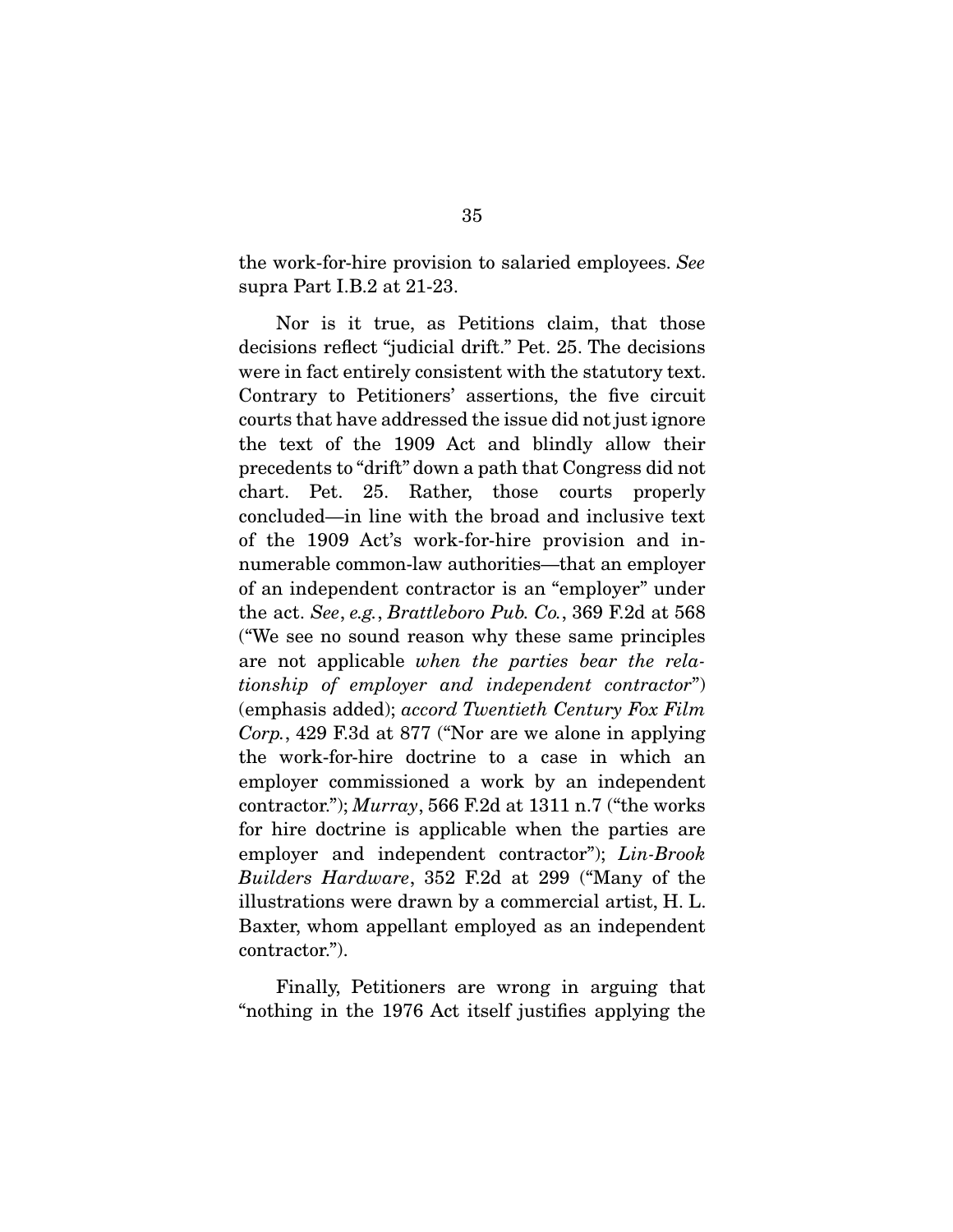the work-for-hire provision to salaried employees. *See* supra Part I.B.2 at 21-23.

Nor is it true, as Petitions claim, that those decisions reflect "judicial drift." Pet. 25. The decisions were in fact entirely consistent with the statutory text. Contrary to Petitioners' assertions, the five circuit courts that have addressed the issue did not just ignore the text of the 1909 Act and blindly allow their precedents to "drift" down a path that Congress did not chart. Pet. 25. Rather, those courts properly concluded—in line with the broad and inclusive text of the 1909 Act's work-for-hire provision and innumerable common-law authorities—that an employer of an independent contractor is an "employer" under the act. *See*, *e.g.*, *Brattleboro Pub. Co.*, 369 F.2d at 568 ("We see no sound reason why these same principles are not applicable *when the parties bear the relationship of employer and independent contractor*") (emphasis added); *accord Twentieth Century Fox Film Corp.*, 429 F.3d at 877 ("Nor are we alone in applying the work-for-hire doctrine to a case in which an employer commissioned a work by an independent contractor."); *Murray*, 566 F.2d at 1311 n.7 ("the works for hire doctrine is applicable when the parties are employer and independent contractor"); *Lin-Brook Builders Hardware*, 352 F.2d at 299 ("Many of the illustrations were drawn by a commercial artist, H. L. Baxter, whom appellant employed as an independent contractor.").

Finally, Petitioners are wrong in arguing that "nothing in the 1976 Act itself justifies applying the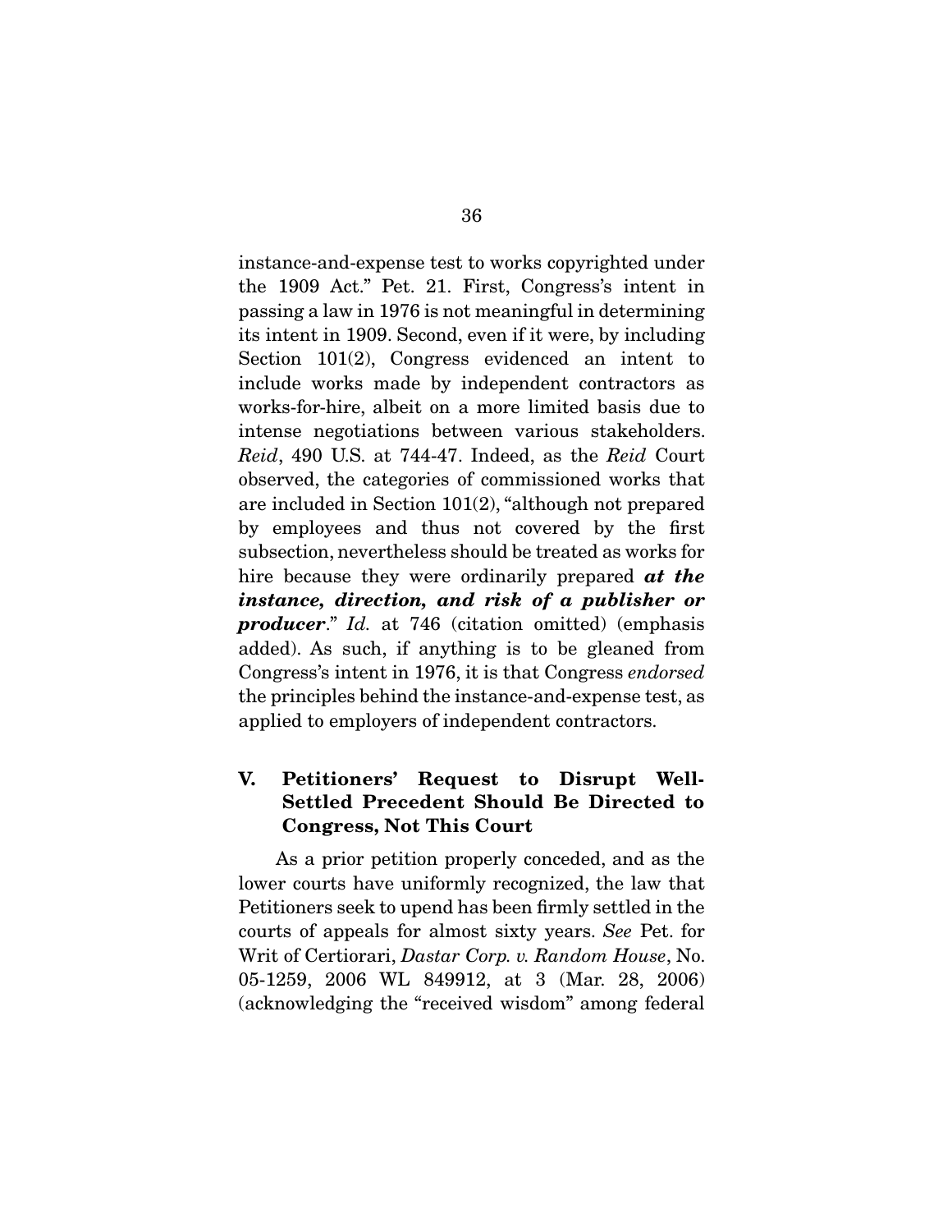instance-and-expense test to works copyrighted under the 1909 Act." Pet. 21. First, Congress's intent in passing a law in 1976 is not meaningful in determining its intent in 1909. Second, even if it were, by including Section 101(2), Congress evidenced an intent to include works made by independent contractors as works-for-hire, albeit on a more limited basis due to intense negotiations between various stakeholders. *Reid*, 490 U.S. at 744-47. Indeed, as the *Reid* Court observed, the categories of commissioned works that are included in Section 101(2), "although not prepared by employees and thus not covered by the first subsection, nevertheless should be treated as works for hire because they were ordinarily prepared ***at the instance, direction, and risk of a publisher or producer***." *Id.* at 746 (citation omitted) (emphasis added). As such, if anything is to be gleaned from Congress's intent in 1976, it is that Congress *endorsed* the principles behind the instance-and-expense test, as applied to employers of independent contractors.

## V. Petitioners' Request to Disrupt Well-Settled Precedent Should Be Directed to Congress, Not This Court

As a prior petition properly conceded, and as the lower courts have uniformly recognized, the law that Petitioners seek to upend has been firmly settled in the courts of appeals for almost sixty years. *See* Pet. for Writ of Certiorari, *Dastar Corp. v. Random House*, No. 05-1259, 2006 WL 849912, at 3 (Mar. 28, 2006) (acknowledging the "received wisdom" among federal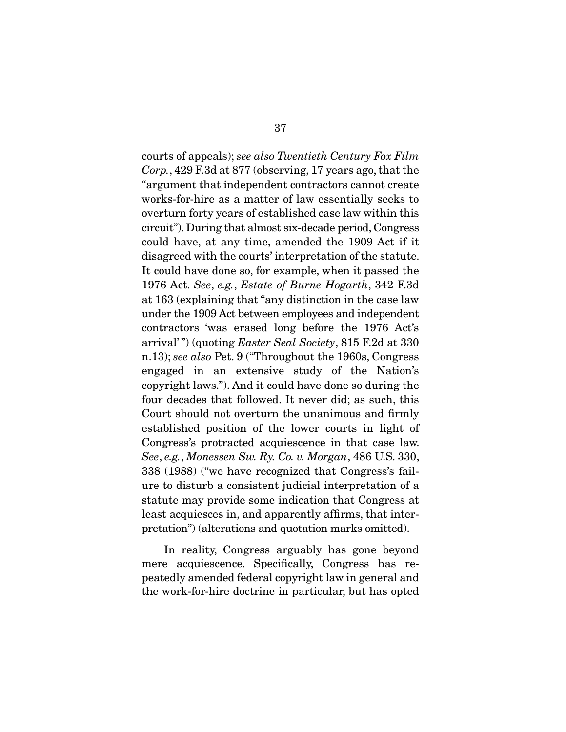courts of appeals); *see also Twentieth Century Fox Film Corp.*, 429 F.3d at 877 (observing, 17 years ago, that the "argument that independent contractors cannot create works-for-hire as a matter of law essentially seeks to overturn forty years of established case law within this circuit"). During that almost six-decade period, Congress could have, at any time, amended the 1909 Act if it disagreed with the courts' interpretation of the statute. It could have done so, for example, when it passed the 1976 Act. *See*, *e.g.*, *Estate of Burne Hogarth*, 342 F.3d at 163 (explaining that "any distinction in the case law under the 1909 Act between employees and independent contractors 'was erased long before the 1976 Act's arrival'") (quoting *Easter Seal Society*, 815 F.2d at 330 n.13); *see also* Pet. 9 ("Throughout the 1960s, Congress engaged in an extensive study of the Nation's copyright laws."). And it could have done so during the four decades that followed. It never did; as such, this Court should not overturn the unanimous and firmly established position of the lower courts in light of Congress's protracted acquiescence in that case law. *See*, *e.g.*, *Monessen Sw. Ry. Co. v. Morgan*, 486 U.S. 330, 338 (1988) ("we have recognized that Congress's failure to disturb a consistent judicial interpretation of a statute may provide some indication that Congress at least acquiesces in, and apparently affirms, that interpretation") (alterations and quotation marks omitted).

In reality, Congress arguably has gone beyond mere acquiescence. Specifically, Congress has repeatedly amended federal copyright law in general and the work-for-hire doctrine in particular, but has opted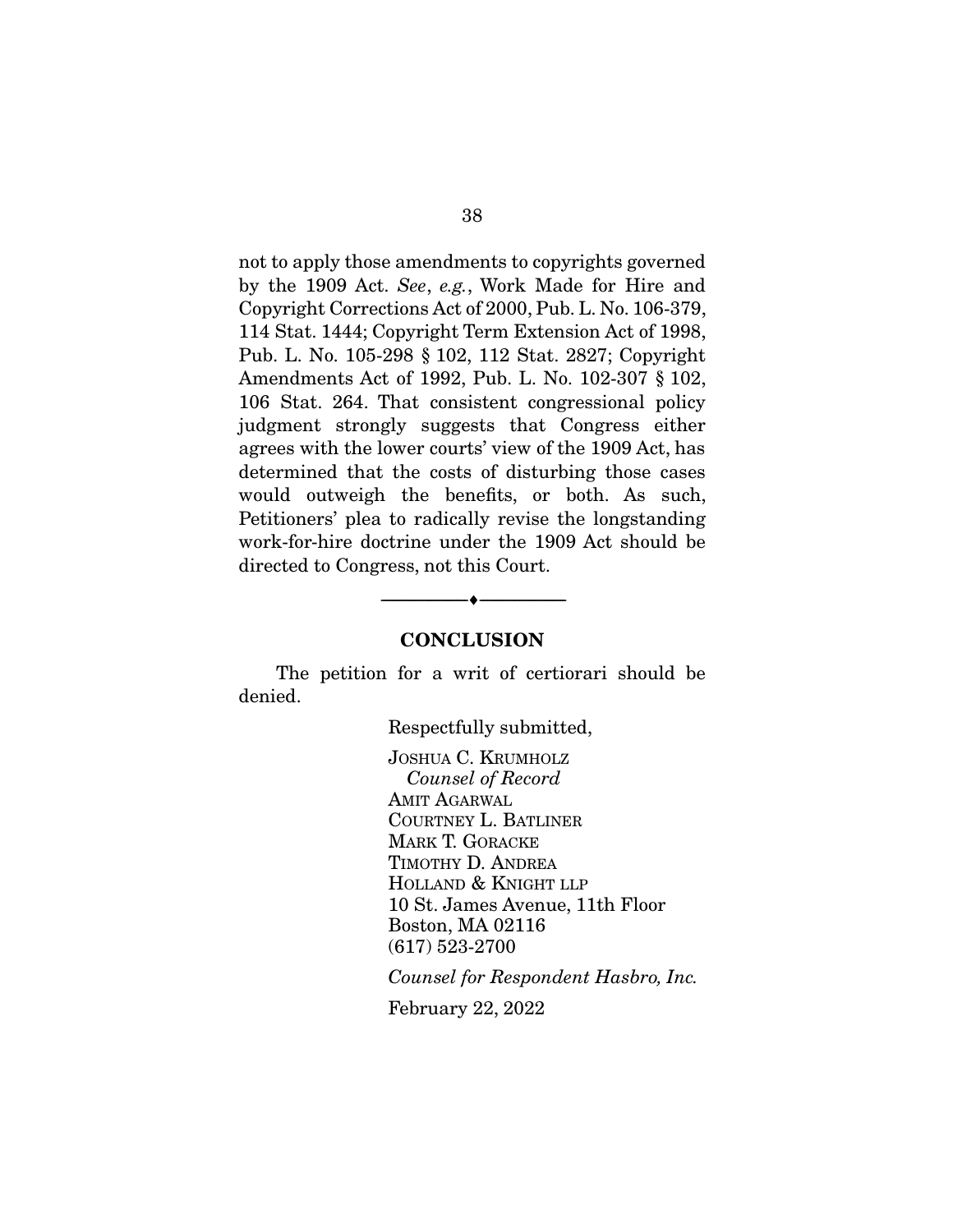not to apply those amendments to copyrights governed by the 1909 Act. *See*, *e.g.*, Work Made for Hire and Copyright Corrections Act of 2000, Pub. L. No. 106-379, 114 Stat. 1444; Copyright Term Extension Act of 1998, Pub. L. No. 105-298 § 102, 112 Stat. 2827; Copyright Amendments Act of 1992, Pub. L. No. 102-307 § 102, 106 Stat. 264. That consistent congressional policy judgment strongly suggests that Congress either agrees with the lower courts' view of the 1909 Act, has determined that the costs of disturbing those cases would outweigh the benefits, or both. As such, Petitioners' plea to radically revise the longstanding work-for-hire doctrine under the 1909 Act should be directed to Congress, not this Court.

## CONCLUSION

The petition for a writ of certiorari should be denied.

Respectfully submitted,

JOSHUA C. KRUMHOLZ
*Counsel of Record*
AMIT AGARWAL
COURTNEY L. BATLINER
MARK T. GORACKE
TIMOTHY D. ANDREA
HOLLAND & KNIGHT LLP
10 St. James Avenue, 11th Floor
Boston, MA 02116
(617) 523-2700

*Counsel for Respondent Hasbro, Inc.*

February 22, 2022